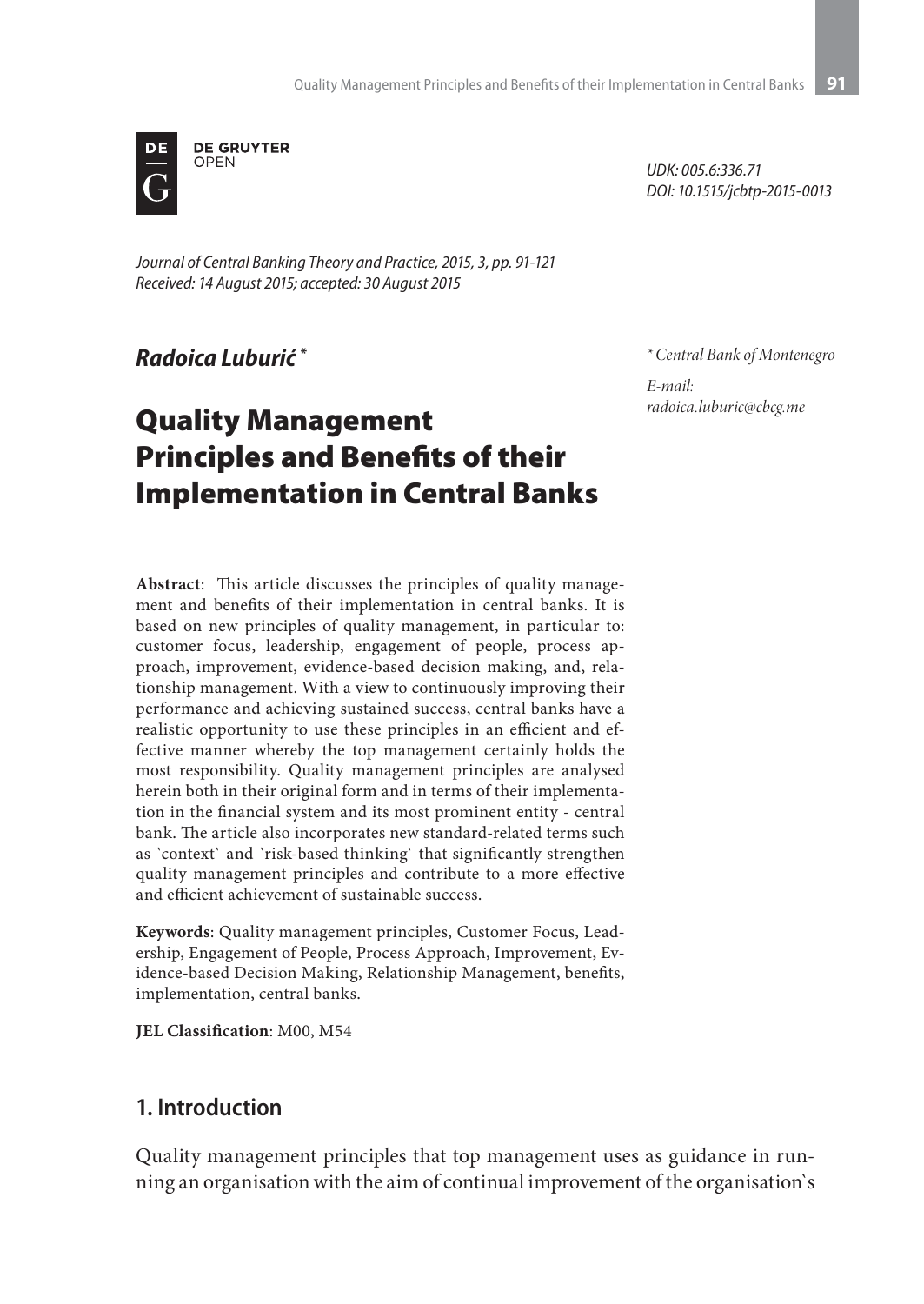DE GRUYTER OPEN

*UDK: 005.6:336.71*
*DOI: 10.1515/jcbtp-2015-0013*

*Journal of Central Banking Theory and Practice, 2015, 3, pp. 91-121*
*Received: 14 August 2015; accepted: 30 August 2015*

***Radoica Luburić*** *

\* *Central Bank of Montenegro*

*E-mail:*
*radoica.luburic@cbcg.me*

# Quality Management Principles and Benefits of their Implementation in Central Banks

**Abstract**: This article discusses the principles of quality management and benefits of their implementation in central banks. It is based on new principles of quality management, in particular to: customer focus, leadership, engagement of people, process approach, improvement, evidence-based decision making, and, relationship management. With a view to continuously improving their performance and achieving sustained success, central banks have a realistic opportunity to use these principles in an efficient and effective manner whereby the top management certainly holds the most responsibility. Quality management principles are analysed herein both in their original form and in terms of their implementation in the financial system and its most prominent entity - central bank. The article also incorporates new standard-related terms such as \`context\` and \`risk-based thinking\` that significantly strengthen quality management principles and contribute to a more effective and efficient achievement of sustainable success.

**Keywords**: Quality management principles, Customer Focus, Leadership, Engagement of People, Process Approach, Improvement, Evidence-based Decision Making, Relationship Management, benefits, implementation, central banks.

**JEL Classification**: M00, M54

## 1. Introduction

Quality management principles that top management uses as guidance in running an organisation with the aim of continual improvement of the organisation\`s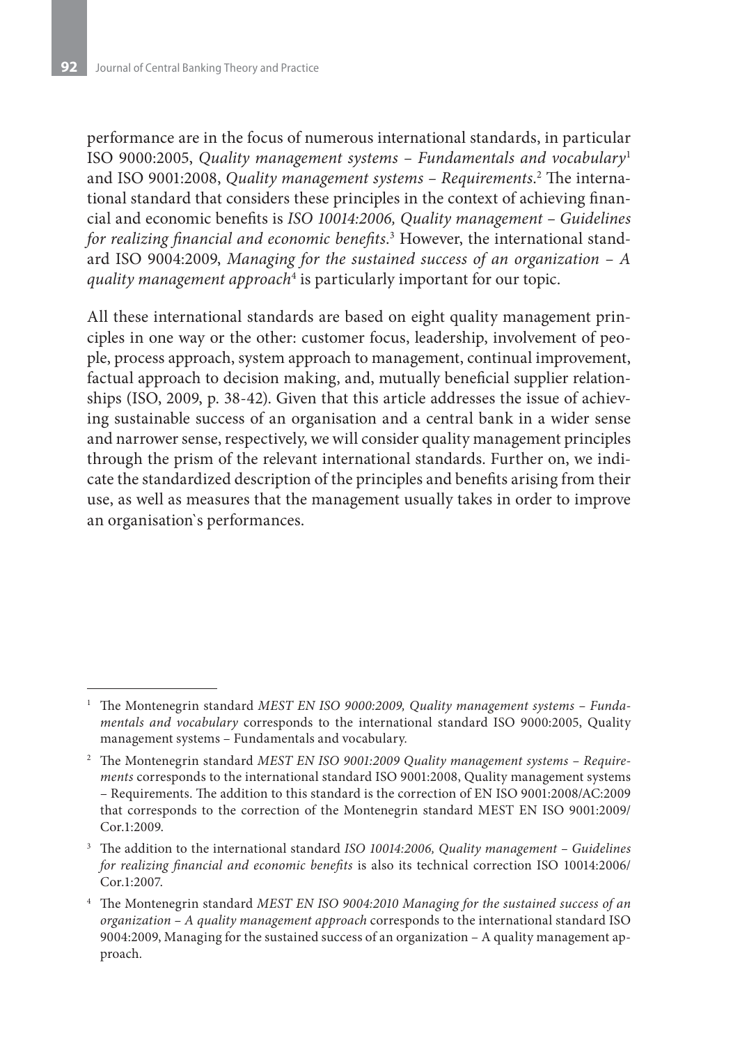performance are in the focus of numerous international standards, in particular ISO 9000:2005, *Quality management systems – Fundamentals and vocabulary*[1] and ISO 9001:2008, *Quality management systems – Requirements*.[2] The international standard that considers these principles in the context of achieving financial and economic benefits is *ISO 10014:2006, Quality management – Guidelines for realizing financial and economic benefits*.[3] However, the international standard ISO 9004:2009, *Managing for the sustained success of an organization – A quality management approach*[4] is particularly important for our topic.

All these international standards are based on eight quality management principles in one way or the other: customer focus, leadership, involvement of people, process approach, system approach to management, continual improvement, factual approach to decision making, and, mutually beneficial supplier relationships (ISO, 2009, p. 38-42). Given that this article addresses the issue of achieving sustainable success of an organisation and a central bank in a wider sense and narrower sense, respectively, we will consider quality management principles through the prism of the relevant international standards. Further on, we indicate the standardized description of the principles and benefits arising from their use, as well as measures that the management usually takes in order to improve an organisation`s performances.

---

[1] The Montenegrin standard *MEST EN ISO 9000:2009, Quality management systems – Fundamentals and vocabulary* corresponds to the international standard ISO 9000:2005, Quality management systems – Fundamentals and vocabulary.

[2] The Montenegrin standard *MEST EN ISO 9001:2009 Quality management systems – Requirements* corresponds to the international standard ISO 9001:2008, Quality management systems – Requirements. The addition to this standard is the correction of EN ISO 9001:2008/AC:2009 that corresponds to the correction of the Montenegrin standard MEST EN ISO 9001:2009/Cor.1:2009.

[3] The addition to the international standard *ISO 10014:2006, Quality management – Guidelines for realizing financial and economic benefits* is also its technical correction ISO 10014:2006/Cor.1:2007.

[4] The Montenegrin standard *MEST EN ISO 9004:2010 Managing for the sustained success of an organization – A quality management approach* corresponds to the international standard ISO 9004:2009, Managing for the sustained success of an organization – A quality management approach.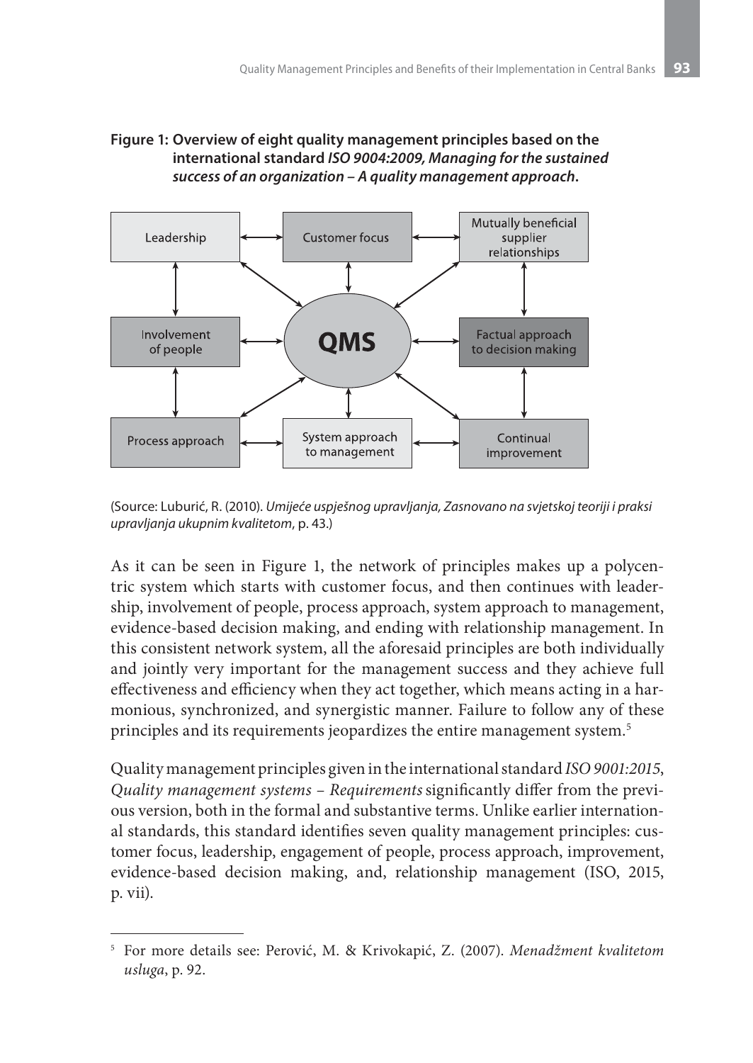**Figure 1: Overview of eight quality management principles based on the international standard *ISO 9004:2009, Managing for the sustained success of an organization – A quality management approach*.**

Leadership | Customer focus | Mutually beneficial supplier relationships | Involvement of people | QMS | Factual approach to decision making | Process approach | System approach to management | Continual improvement

(Source: Luburić, R. (2010). *Umijeće uspješnog upravljanja, Zasnovano na svjetskoj teoriji i praksi upravljanja ukupnim kvalitetom*, p. 43.)

As it can be seen in Figure 1, the network of principles makes up a polycentric system which starts with customer focus, and then continues with leadership, involvement of people, process approach, system approach to management, evidence-based decision making, and ending with relationship management. In this consistent network system, all the aforesaid principles are both individually and jointly very important for the management success and they achieve full effectiveness and efficiency when they act together, which means acting in a harmonious, synchronized, and synergistic manner. Failure to follow any of these principles and its requirements jeopardizes the entire management system.[5]

Quality management principles given in the international standard *ISO 9001:2015*, *Quality management systems – Requirements* significantly differ from the previous version, both in the formal and substantive terms. Unlike earlier international standards, this standard identifies seven quality management principles: customer focus, leadership, engagement of people, process approach, improvement, evidence-based decision making, and, relationship management (ISO, 2015, p. vii).

[5] For more details see: Perović, M. & Krivokapić, Z. (2007). *Menadžment kvalitetom usluga*, p. 92.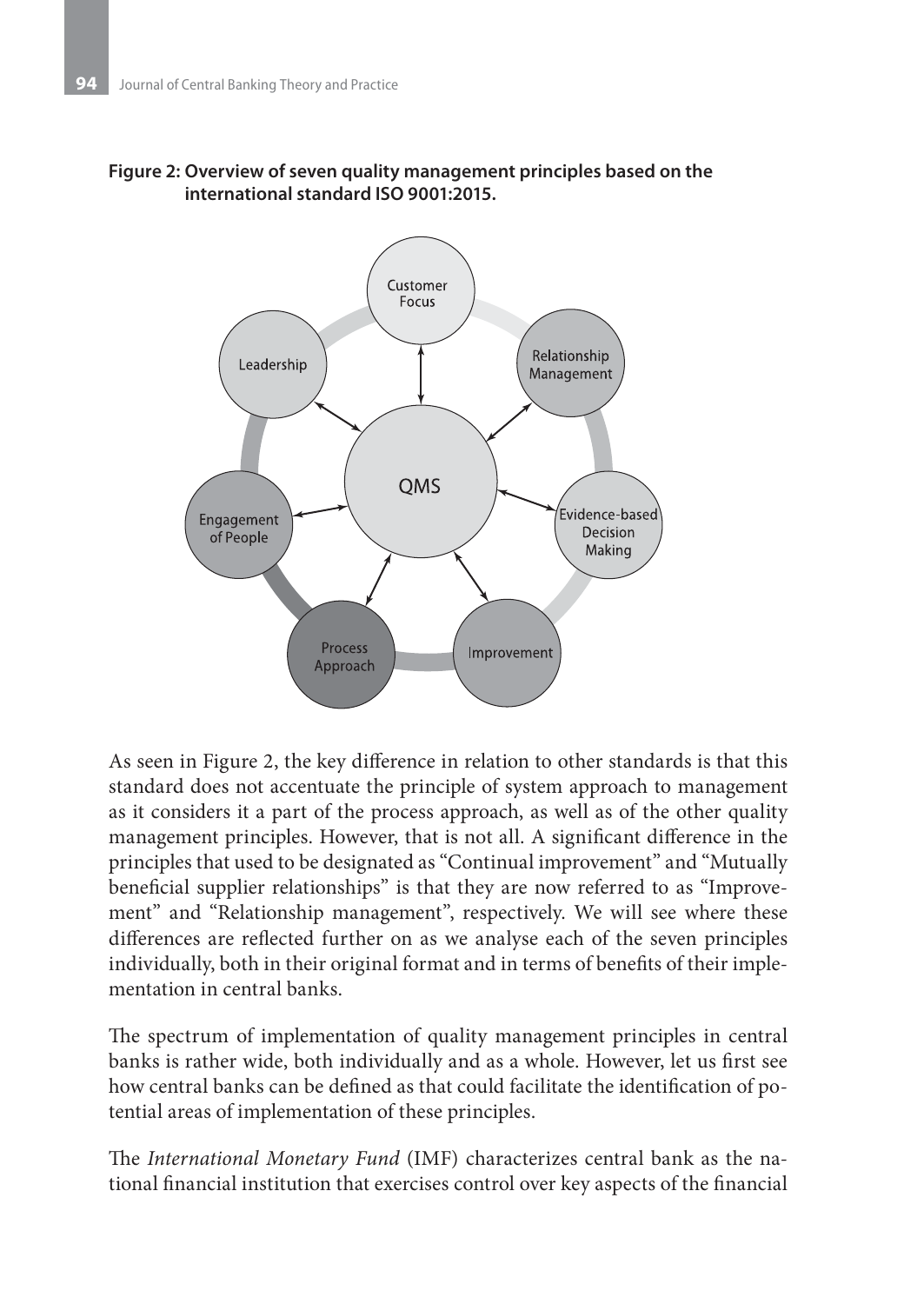**Figure 2: Overview of seven quality management principles based on the international standard ISO 9001:2015.**

As seen in Figure 2, the key difference in relation to other standards is that this standard does not accentuate the principle of system approach to management as it considers it a part of the process approach, as well as of the other quality management principles. However, that is not all. A significant difference in the principles that used to be designated as "Continual improvement" and "Mutually beneficial supplier relationships" is that they are now referred to as "Improvement" and "Relationship management", respectively. We will see where these differences are reflected further on as we analyse each of the seven principles individually, both in their original format and in terms of benefits of their implementation in central banks.

The spectrum of implementation of quality management principles in central banks is rather wide, both individually and as a whole. However, let us first see how central banks can be defined as that could facilitate the identification of potential areas of implementation of these principles.

The *International Monetary Fund* (IMF) characterizes central bank as the national financial institution that exercises control over key aspects of the financial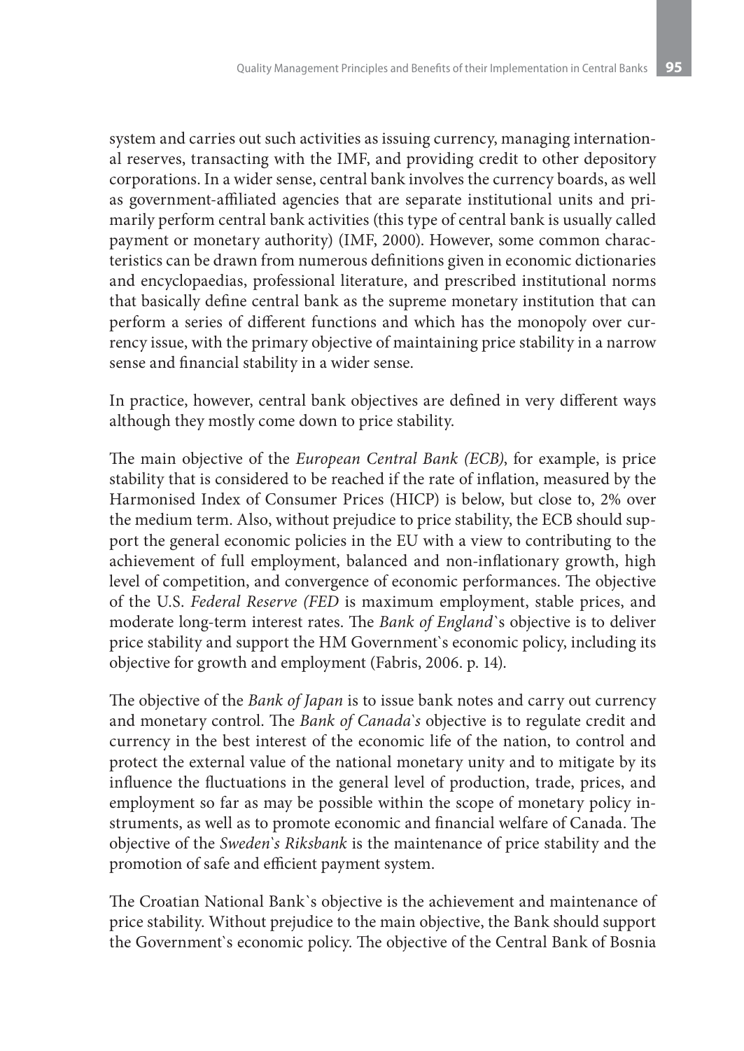system and carries out such activities as issuing currency, managing international reserves, transacting with the IMF, and providing credit to other depository corporations. In a wider sense, central bank involves the currency boards, as well as government-affiliated agencies that are separate institutional units and primarily perform central bank activities (this type of central bank is usually called payment or monetary authority) (IMF, 2000). However, some common characteristics can be drawn from numerous definitions given in economic dictionaries and encyclopaedias, professional literature, and prescribed institutional norms that basically define central bank as the supreme monetary institution that can perform a series of different functions and which has the monopoly over currency issue, with the primary objective of maintaining price stability in a narrow sense and financial stability in a wider sense.

In practice, however, central bank objectives are defined in very different ways although they mostly come down to price stability.

The main objective of the *European Central Bank (ECB)*, for example, is price stability that is considered to be reached if the rate of inflation, measured by the Harmonised Index of Consumer Prices (HICP) is below, but close to, 2% over the medium term. Also, without prejudice to price stability, the ECB should support the general economic policies in the EU with a view to contributing to the achievement of full employment, balanced and non-inflationary growth, high level of competition, and convergence of economic performances. The objective of the U.S. *Federal Reserve (FED* is maximum employment, stable prices, and moderate long-term interest rates. The *Bank of England*`s objective is to deliver price stability and support the HM Government`s economic policy, including its objective for growth and employment (Fabris, 2006. p. 14).

The objective of the *Bank of Japan* is to issue bank notes and carry out currency and monetary control. The *Bank of Canada*`*s* objective is to regulate credit and currency in the best interest of the economic life of the nation, to control and protect the external value of the national monetary unity and to mitigate by its influence the fluctuations in the general level of production, trade, prices, and employment so far as may be possible within the scope of monetary policy instruments, as well as to promote economic and financial welfare of Canada. The objective of the *Sweden*`*s Riksbank* is the maintenance of price stability and the promotion of safe and efficient payment system.

The Croatian National Bank`s objective is the achievement and maintenance of price stability. Without prejudice to the main objective, the Bank should support the Government`s economic policy. The objective of the Central Bank of Bosnia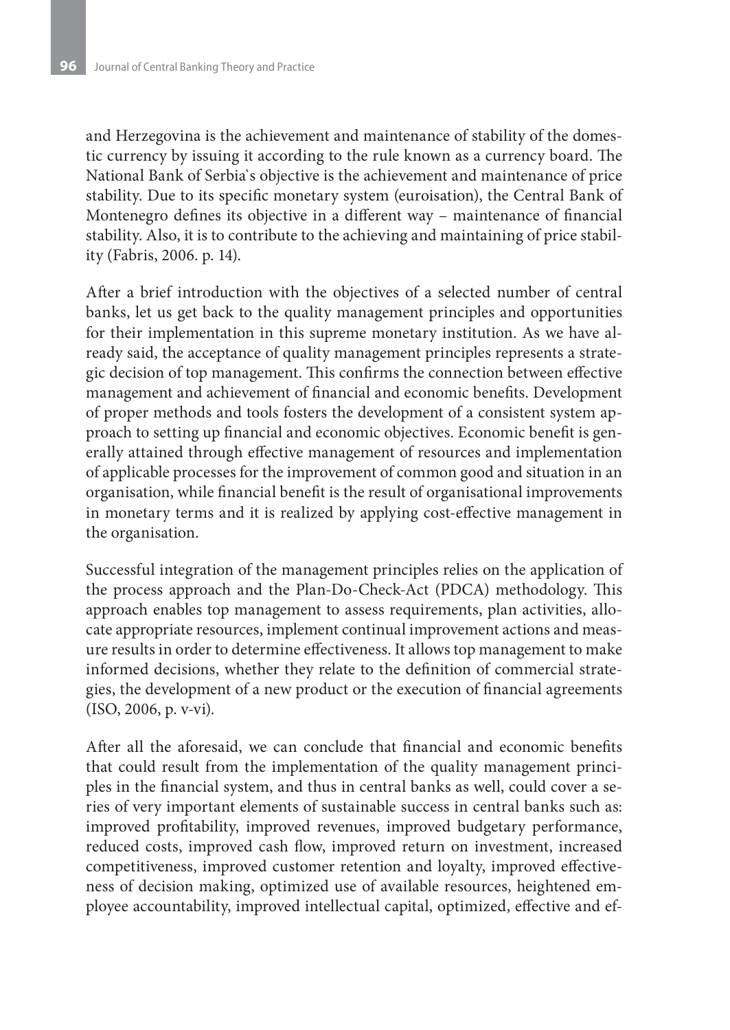and Herzegovina is the achievement and maintenance of stability of the domestic currency by issuing it according to the rule known as a currency board. The National Bank of Serbia`s objective is the achievement and maintenance of price stability. Due to its specific monetary system (euroisation), the Central Bank of Montenegro defines its objective in a different way – maintenance of financial stability. Also, it is to contribute to the achieving and maintaining of price stability (Fabris, 2006. p. 14).

After a brief introduction with the objectives of a selected number of central banks, let us get back to the quality management principles and opportunities for their implementation in this supreme monetary institution. As we have already said, the acceptance of quality management principles represents a strategic decision of top management. This confirms the connection between effective management and achievement of financial and economic benefits. Development of proper methods and tools fosters the development of a consistent system approach to setting up financial and economic objectives. Economic benefit is generally attained through effective management of resources and implementation of applicable processes for the improvement of common good and situation in an organisation, while financial benefit is the result of organisational improvements in monetary terms and it is realized by applying cost-effective management in the organisation.

Successful integration of the management principles relies on the application of the process approach and the Plan-Do-Check-Act (PDCA) methodology. This approach enables top management to assess requirements, plan activities, allocate appropriate resources, implement continual improvement actions and measure results in order to determine effectiveness. It allows top management to make informed decisions, whether they relate to the definition of commercial strategies, the development of a new product or the execution of financial agreements (ISO, 2006, p. v-vi).

After all the aforesaid, we can conclude that financial and economic benefits that could result from the implementation of the quality management principles in the financial system, and thus in central banks as well, could cover a series of very important elements of sustainable success in central banks such as: improved profitability, improved revenues, improved budgetary performance, reduced costs, improved cash flow, improved return on investment, increased competitiveness, improved customer retention and loyalty, improved effectiveness of decision making, optimized use of available resources, heightened employee accountability, improved intellectual capital, optimized, effective and ef-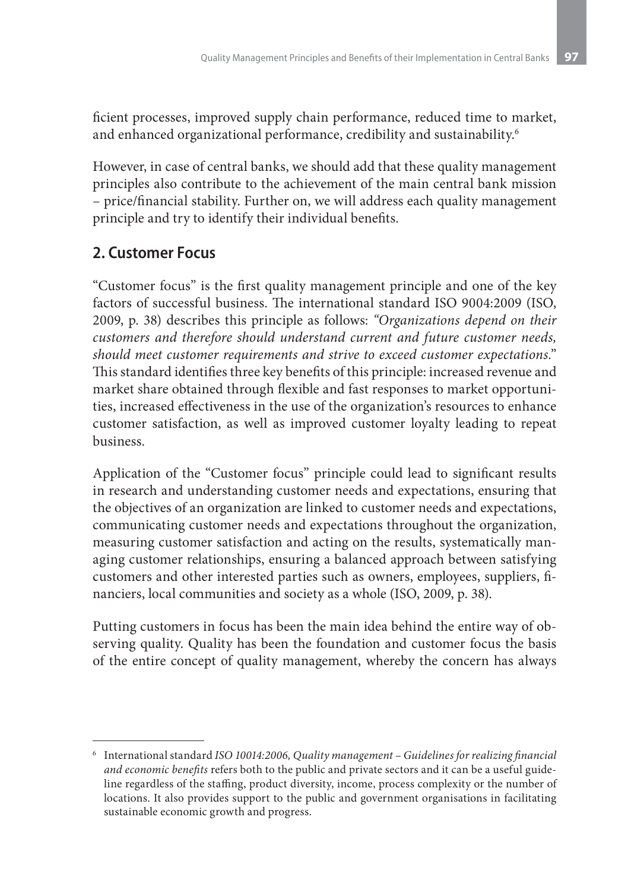ficient processes, improved supply chain performance, reduced time to market, and enhanced organizational performance, credibility and sustainability.[6]

However, in case of central banks, we should add that these quality management principles also contribute to the achievement of the main central bank mission – price/financial stability. Further on, we will address each quality management principle and try to identify their individual benefits.

## 2. Customer Focus

"Customer focus" is the first quality management principle and one of the key factors of successful business. The international standard ISO 9004:2009 (ISO, 2009, p. 38) describes this principle as follows: *"Organizations depend on their customers and therefore should understand current and future customer needs, should meet customer requirements and strive to exceed customer expectations."* This standard identifies three key benefits of this principle: increased revenue and market share obtained through flexible and fast responses to market opportunities, increased effectiveness in the use of the organization's resources to enhance customer satisfaction, as well as improved customer loyalty leading to repeat business.

Application of the "Customer focus" principle could lead to significant results in research and understanding customer needs and expectations, ensuring that the objectives of an organization are linked to customer needs and expectations, communicating customer needs and expectations throughout the organization, measuring customer satisfaction and acting on the results, systematically managing customer relationships, ensuring a balanced approach between satisfying customers and other interested parties such as owners, employees, suppliers, financiers, local communities and society as a whole (ISO, 2009, p. 38).

Putting customers in focus has been the main idea behind the entire way of observing quality. Quality has been the foundation and customer focus the basis of the entire concept of quality management, whereby the concern has always

---

[6] International standard *ISO 10014:2006, Quality management – Guidelines for realizing financial and economic benefits* refers both to the public and private sectors and it can be a useful guideline regardless of the staffing, product diversity, income, process complexity or the number of locations. It also provides support to the public and government organisations in facilitating sustainable economic growth and progress.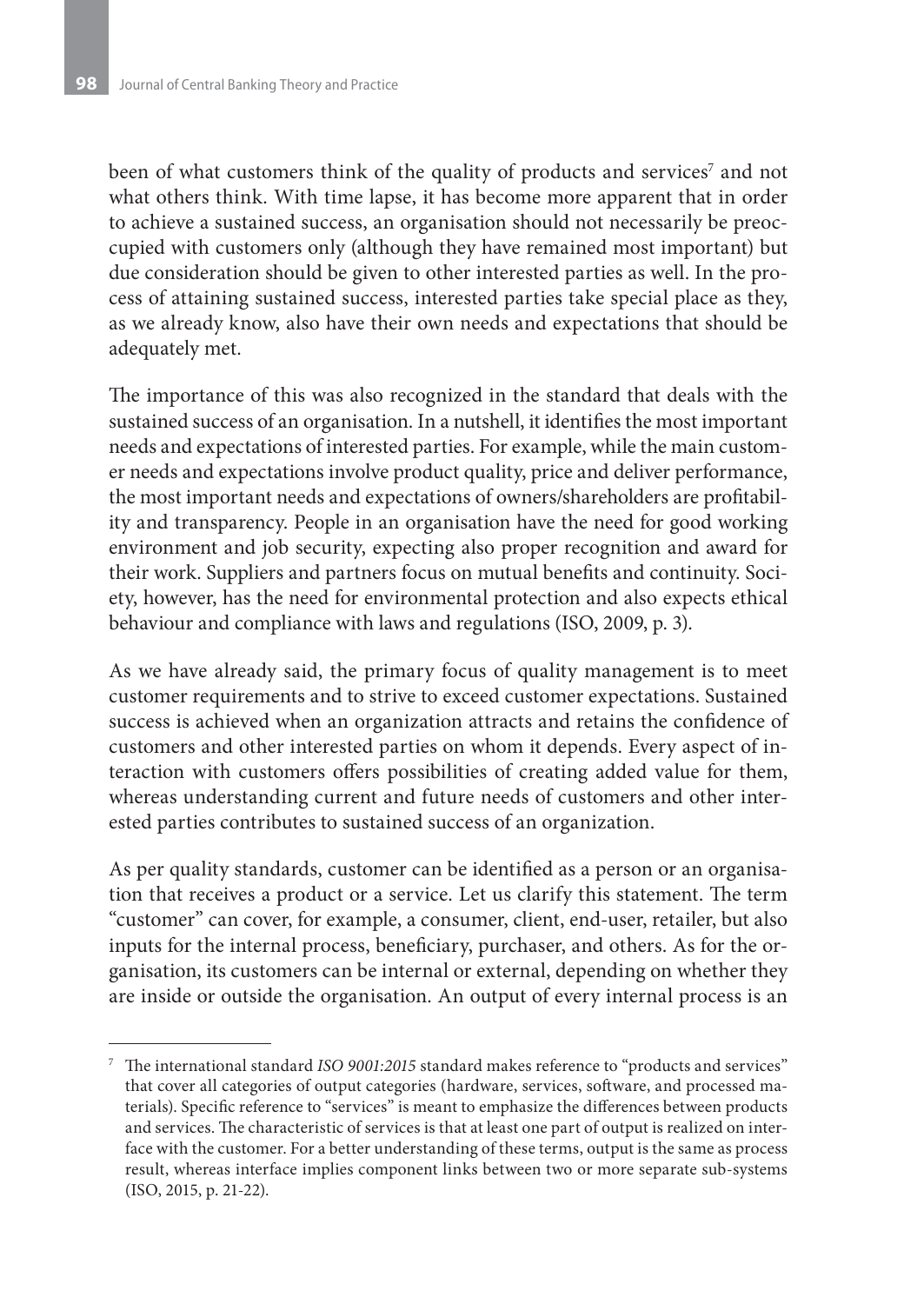been of what customers think of the quality of products and services[7] and not what others think. With time lapse, it has become more apparent that in order to achieve a sustained success, an organisation should not necessarily be preoccupied with customers only (although they have remained most important) but due consideration should be given to other interested parties as well. In the process of attaining sustained success, interested parties take special place as they, as we already know, also have their own needs and expectations that should be adequately met.

The importance of this was also recognized in the standard that deals with the sustained success of an organisation. In a nutshell, it identifies the most important needs and expectations of interested parties. For example, while the main customer needs and expectations involve product quality, price and deliver performance, the most important needs and expectations of owners/shareholders are profitability and transparency. People in an organisation have the need for good working environment and job security, expecting also proper recognition and award for their work. Suppliers and partners focus on mutual benefits and continuity. Society, however, has the need for environmental protection and also expects ethical behaviour and compliance with laws and regulations (ISO, 2009, p. 3).

As we have already said, the primary focus of quality management is to meet customer requirements and to strive to exceed customer expectations. Sustained success is achieved when an organization attracts and retains the confidence of customers and other interested parties on whom it depends. Every aspect of interaction with customers offers possibilities of creating added value for them, whereas understanding current and future needs of customers and other interested parties contributes to sustained success of an organization.

As per quality standards, customer can be identified as a person or an organisation that receives a product or a service. Let us clarify this statement. The term "customer" can cover, for example, a consumer, client, end-user, retailer, but also inputs for the internal process, beneficiary, purchaser, and others. As for the organisation, its customers can be internal or external, depending on whether they are inside or outside the organisation. An output of every internal process is an

---

[7] The international standard *ISO 9001:2015* standard makes reference to "products and services" that cover all categories of output categories (hardware, services, software, and processed materials). Specific reference to "services" is meant to emphasize the differences between products and services. The characteristic of services is that at least one part of output is realized on interface with the customer. For a better understanding of these terms, output is the same as process result, whereas interface implies component links between two or more separate sub-systems (ISO, 2015, p. 21-22).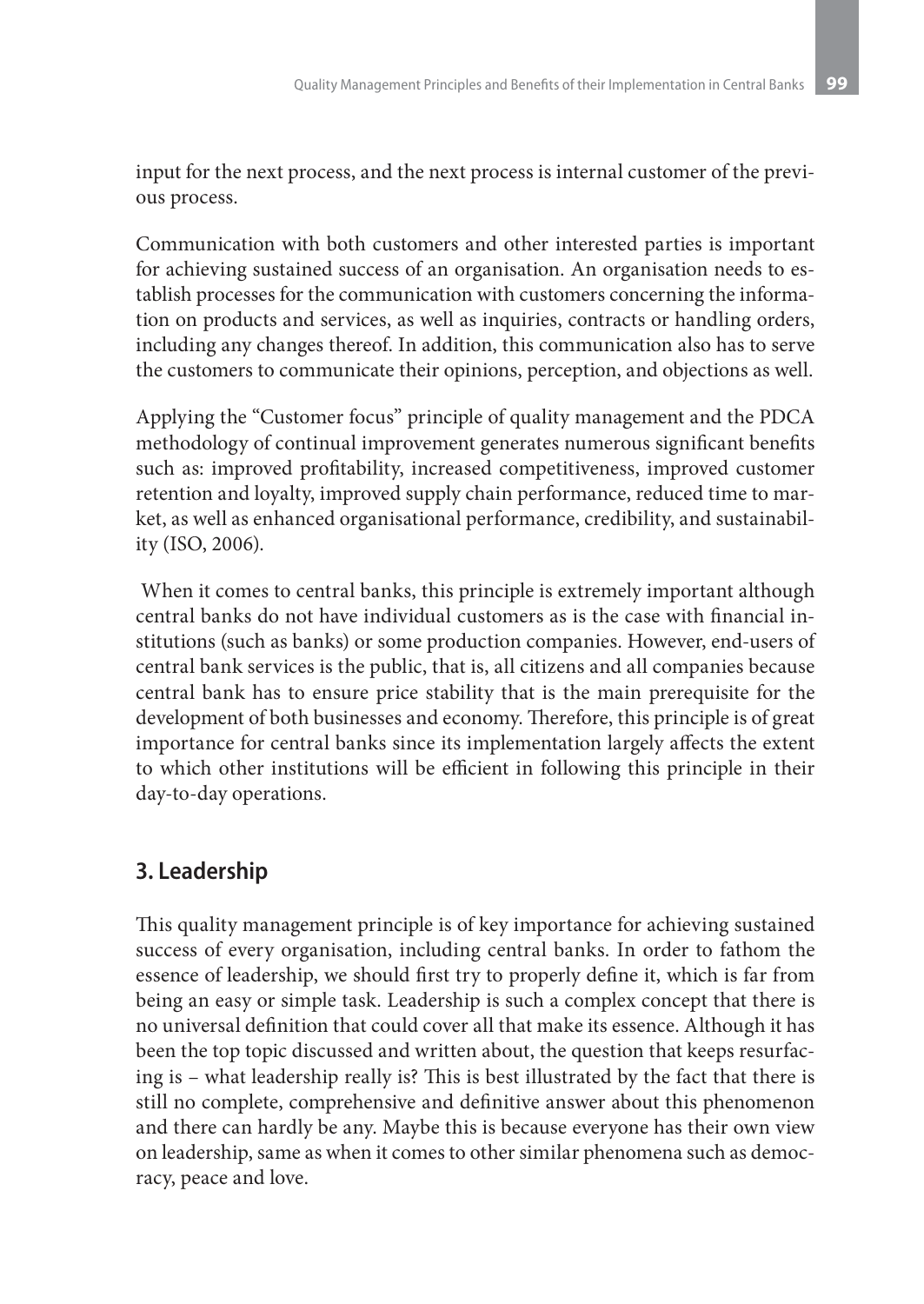input for the next process, and the next process is internal customer of the previous process.

Communication with both customers and other interested parties is important for achieving sustained success of an organisation. An organisation needs to establish processes for the communication with customers concerning the information on products and services, as well as inquiries, contracts or handling orders, including any changes thereof. In addition, this communication also has to serve the customers to communicate their opinions, perception, and objections as well.

Applying the "Customer focus" principle of quality management and the PDCA methodology of continual improvement generates numerous significant benefits such as: improved profitability, increased competitiveness, improved customer retention and loyalty, improved supply chain performance, reduced time to market, as well as enhanced organisational performance, credibility, and sustainability (ISO, 2006).

When it comes to central banks, this principle is extremely important although central banks do not have individual customers as is the case with financial institutions (such as banks) or some production companies. However, end-users of central bank services is the public, that is, all citizens and all companies because central bank has to ensure price stability that is the main prerequisite for the development of both businesses and economy. Therefore, this principle is of great importance for central banks since its implementation largely affects the extent to which other institutions will be efficient in following this principle in their day-to-day operations.

## 3. Leadership

This quality management principle is of key importance for achieving sustained success of every organisation, including central banks. In order to fathom the essence of leadership, we should first try to properly define it, which is far from being an easy or simple task. Leadership is such a complex concept that there is no universal definition that could cover all that make its essence. Although it has been the top topic discussed and written about, the question that keeps resurfacing is – what leadership really is? This is best illustrated by the fact that there is still no complete, comprehensive and definitive answer about this phenomenon and there can hardly be any. Maybe this is because everyone has their own view on leadership, same as when it comes to other similar phenomena such as democracy, peace and love.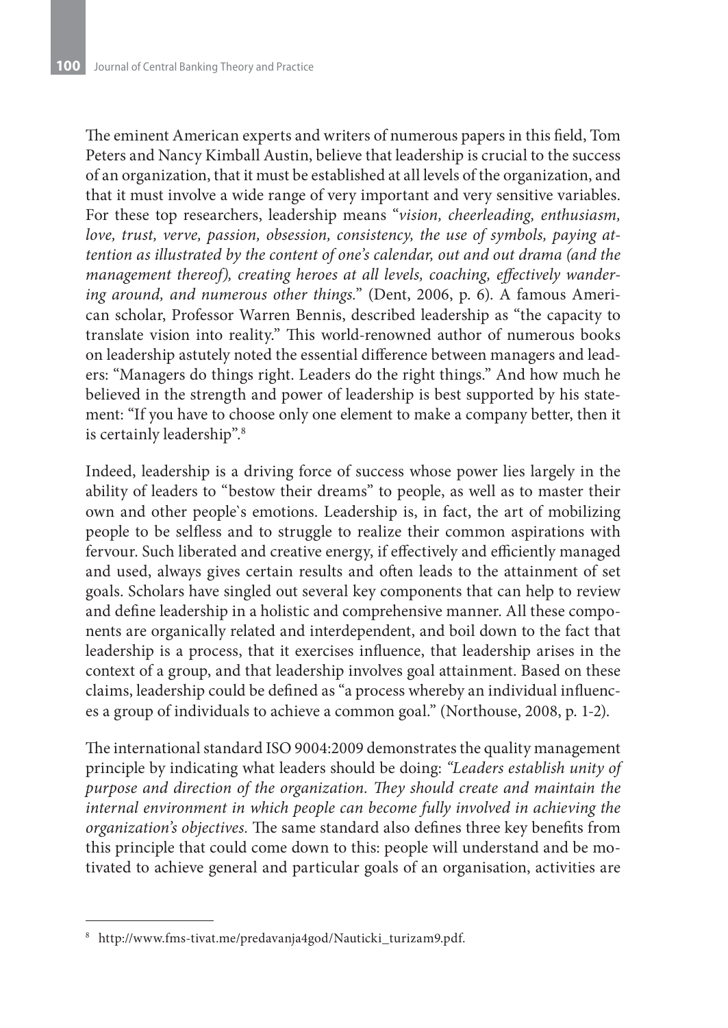The eminent American experts and writers of numerous papers in this field, Tom Peters and Nancy Kimball Austin, believe that leadership is crucial to the success of an organization, that it must be established at all levels of the organization, and that it must involve a wide range of very important and very sensitive variables. For these top researchers, leadership means "*vision, cheerleading, enthusiasm, love, trust, verve, passion, obsession, consistency, the use of symbols, paying attention as illustrated by the content of one's calendar, out and out drama (and the management thereof), creating heroes at all levels, coaching, effectively wandering around, and numerous other things.*" (Dent, 2006, p. 6). A famous American scholar, Professor Warren Bennis, described leadership as "the capacity to translate vision into reality." This world-renowned author of numerous books on leadership astutely noted the essential difference between managers and leaders: "Managers do things right. Leaders do the right things." And how much he believed in the strength and power of leadership is best supported by his statement: "If you have to choose only one element to make a company better, then it is certainly leadership".[8]

Indeed, leadership is a driving force of success whose power lies largely in the ability of leaders to "bestow their dreams" to people, as well as to master their own and other people`s emotions. Leadership is, in fact, the art of mobilizing people to be selfless and to struggle to realize their common aspirations with fervour. Such liberated and creative energy, if effectively and efficiently managed and used, always gives certain results and often leads to the attainment of set goals. Scholars have singled out several key components that can help to review and define leadership in a holistic and comprehensive manner. All these components are organically related and interdependent, and boil down to the fact that leadership is a process, that it exercises influence, that leadership arises in the context of a group, and that leadership involves goal attainment. Based on these claims, leadership could be defined as "a process whereby an individual influences a group of individuals to achieve a common goal." (Northouse, 2008, p. 1-2).

The international standard ISO 9004:2009 demonstrates the quality management principle by indicating what leaders should be doing: *"Leaders establish unity of purpose and direction of the organization. They should create and maintain the internal environment in which people can become fully involved in achieving the organization's objectives.* The same standard also defines three key benefits from this principle that could come down to this: people will understand and be motivated to achieve general and particular goals of an organisation, activities are

[8] http://www.fms-tivat.me/predavanja4god/Nauticki_turizam9.pdf.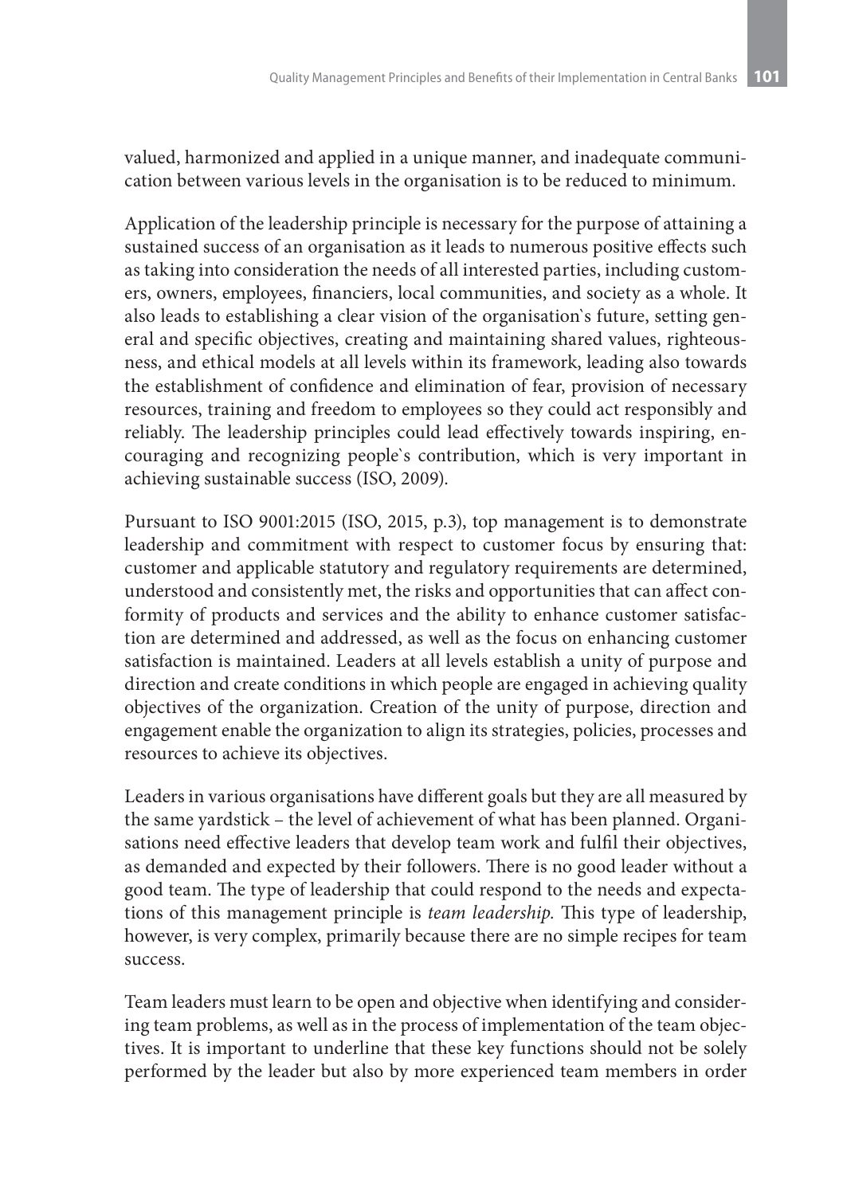valued, harmonized and applied in a unique manner, and inadequate communication between various levels in the organisation is to be reduced to minimum.

Application of the leadership principle is necessary for the purpose of attaining a sustained success of an organisation as it leads to numerous positive effects such as taking into consideration the needs of all interested parties, including customers, owners, employees, financiers, local communities, and society as a whole. It also leads to establishing a clear vision of the organisation`s future, setting general and specific objectives, creating and maintaining shared values, righteousness, and ethical models at all levels within its framework, leading also towards the establishment of confidence and elimination of fear, provision of necessary resources, training and freedom to employees so they could act responsibly and reliably. The leadership principles could lead effectively towards inspiring, encouraging and recognizing people`s contribution, which is very important in achieving sustainable success (ISO, 2009).

Pursuant to ISO 9001:2015 (ISO, 2015, p.3), top management is to demonstrate leadership and commitment with respect to customer focus by ensuring that: customer and applicable statutory and regulatory requirements are determined, understood and consistently met, the risks and opportunities that can affect conformity of products and services and the ability to enhance customer satisfaction are determined and addressed, as well as the focus on enhancing customer satisfaction is maintained. Leaders at all levels establish a unity of purpose and direction and create conditions in which people are engaged in achieving quality objectives of the organization. Creation of the unity of purpose, direction and engagement enable the organization to align its strategies, policies, processes and resources to achieve its objectives.

Leaders in various organisations have different goals but they are all measured by the same yardstick – the level of achievement of what has been planned. Organisations need effective leaders that develop team work and fulfil their objectives, as demanded and expected by their followers. There is no good leader without a good team. The type of leadership that could respond to the needs and expectations of this management principle is *team leadership.* This type of leadership, however, is very complex, primarily because there are no simple recipes for team success.

Team leaders must learn to be open and objective when identifying and considering team problems, as well as in the process of implementation of the team objectives. It is important to underline that these key functions should not be solely performed by the leader but also by more experienced team members in order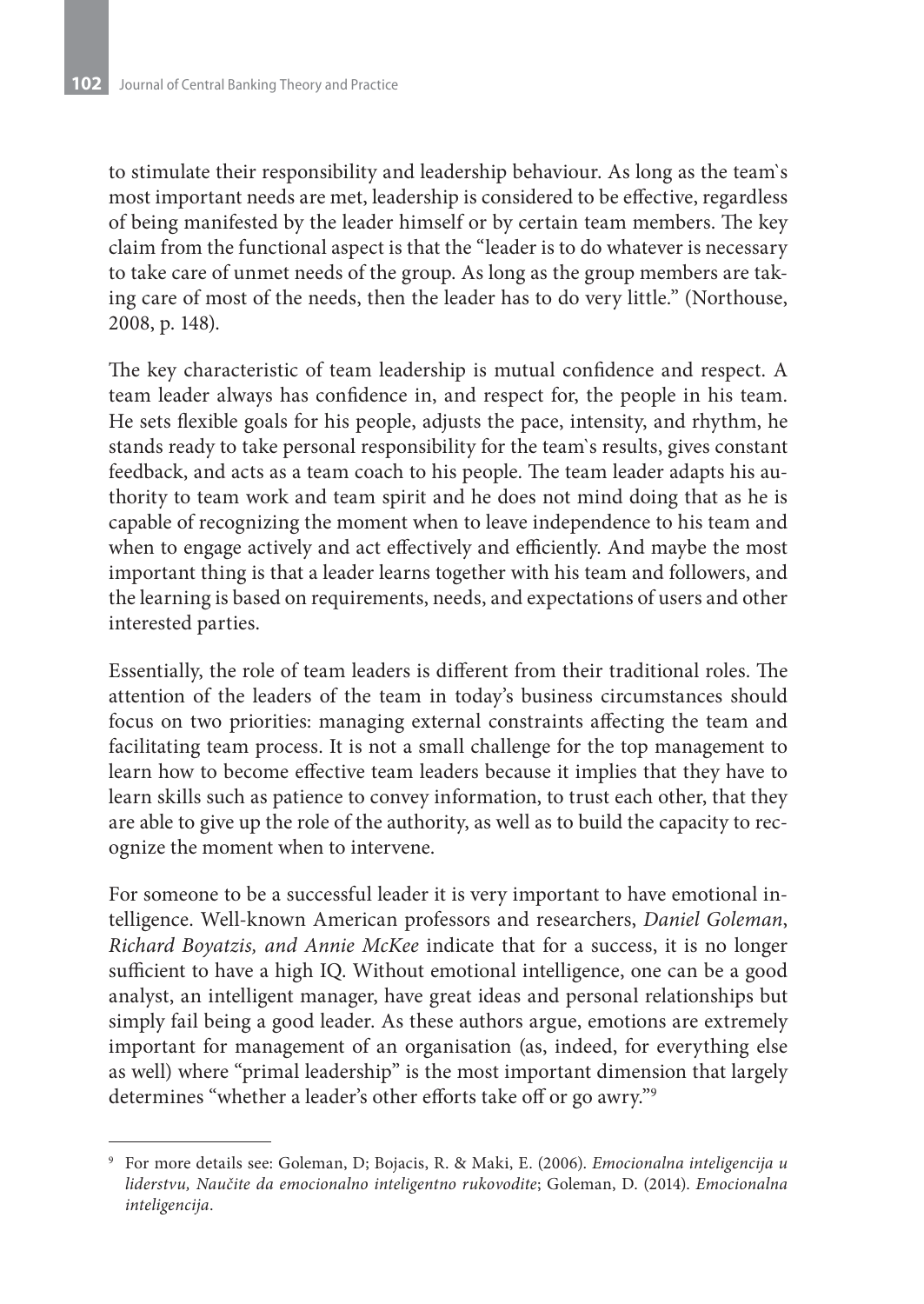to stimulate their responsibility and leadership behaviour. As long as the team`s most important needs are met, leadership is considered to be effective, regardless of being manifested by the leader himself or by certain team members. The key claim from the functional aspect is that the "leader is to do whatever is necessary to take care of unmet needs of the group. As long as the group members are taking care of most of the needs, then the leader has to do very little." (Northouse, 2008, p. 148).

The key characteristic of team leadership is mutual confidence and respect. A team leader always has confidence in, and respect for, the people in his team. He sets flexible goals for his people, adjusts the pace, intensity, and rhythm, he stands ready to take personal responsibility for the team`s results, gives constant feedback, and acts as a team coach to his people. The team leader adapts his authority to team work and team spirit and he does not mind doing that as he is capable of recognizing the moment when to leave independence to his team and when to engage actively and act effectively and efficiently. And maybe the most important thing is that a leader learns together with his team and followers, and the learning is based on requirements, needs, and expectations of users and other interested parties.

Essentially, the role of team leaders is different from their traditional roles. The attention of the leaders of the team in today's business circumstances should focus on two priorities: managing external constraints affecting the team and facilitating team process. It is not a small challenge for the top management to learn how to become effective team leaders because it implies that they have to learn skills such as patience to convey information, to trust each other, that they are able to give up the role of the authority, as well as to build the capacity to recognize the moment when to intervene.

For someone to be a successful leader it is very important to have emotional intelligence. Well-known American professors and researchers, *Daniel Goleman*, *Richard Boyatzis, and Annie McKee* indicate that for a success, it is no longer sufficient to have a high IQ. Without emotional intelligence, one can be a good analyst, an intelligent manager, have great ideas and personal relationships but simply fail being a good leader. As these authors argue, emotions are extremely important for management of an organisation (as, indeed, for everything else as well) where "primal leadership" is the most important dimension that largely determines "whether a leader's other efforts take off or go awry."[9]

---

[9] For more details see: Goleman, D; Bojacis, R. & Maki, E. (2006). *Emocionalna inteligencija u liderstvu, Naučite da emocionalno inteligentno rukovodite*; Goleman, D. (2014). *Emocionalna inteligencija*.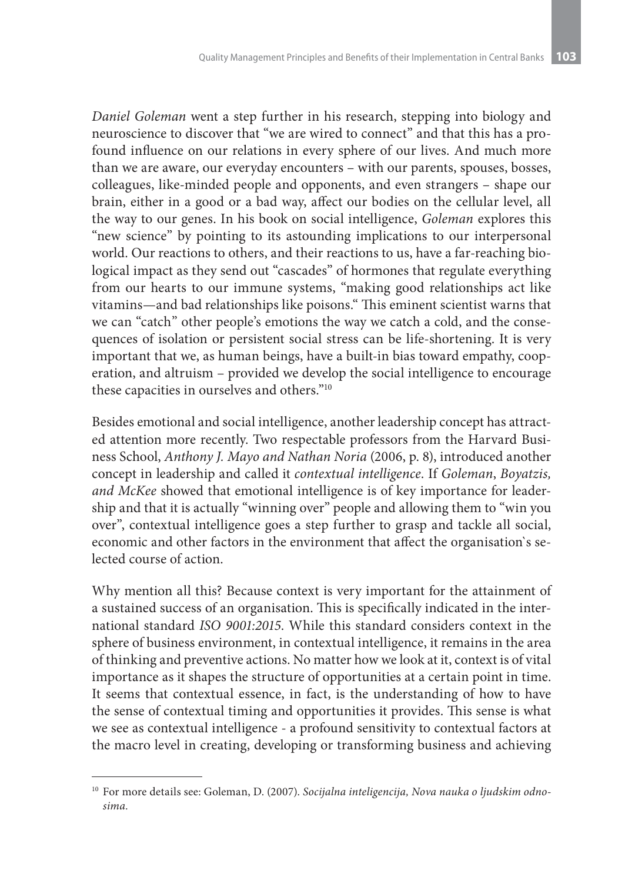*Daniel Goleman* went a step further in his research, stepping into biology and neuroscience to discover that "we are wired to connect" and that this has a profound influence on our relations in every sphere of our lives. And much more than we are aware, our everyday encounters – with our parents, spouses, bosses, colleagues, like-minded people and opponents, and even strangers – shape our brain, either in a good or a bad way, affect our bodies on the cellular level, all the way to our genes. In his book on social intelligence, *Goleman* explores this "new science" by pointing to its astounding implications to our interpersonal world. Our reactions to others, and their reactions to us, have a far-reaching biological impact as they send out "cascades" of hormones that regulate everything from our hearts to our immune systems, "making good relationships act like vitamins—and bad relationships like poisons." This eminent scientist warns that we can "catch" other people's emotions the way we catch a cold, and the consequences of isolation or persistent social stress can be life-shortening. It is very important that we, as human beings, have a built-in bias toward empathy, cooperation, and altruism – provided we develop the social intelligence to encourage these capacities in ourselves and others."[10]

Besides emotional and social intelligence, another leadership concept has attracted attention more recently. Two respectable professors from the Harvard Business School, *Anthony J. Mayo and Nathan Noria* (2006, p. 8), introduced another concept in leadership and called it *contextual intelligence*. If *Goleman*, *Boyatzis, and McKee* showed that emotional intelligence is of key importance for leadership and that it is actually "winning over" people and allowing them to "win you over", contextual intelligence goes a step further to grasp and tackle all social, economic and other factors in the environment that affect the organisation`s selected course of action.

Why mention all this? Because context is very important for the attainment of a sustained success of an organisation. This is specifically indicated in the international standard *ISO 9001:2015*. While this standard considers context in the sphere of business environment, in contextual intelligence, it remains in the area of thinking and preventive actions. No matter how we look at it, context is of vital importance as it shapes the structure of opportunities at a certain point in time. It seems that contextual essence, in fact, is the understanding of how to have the sense of contextual timing and opportunities it provides. This sense is what we see as contextual intelligence - a profound sensitivity to contextual factors at the macro level in creating, developing or transforming business and achieving

---

[10] For more details see: Goleman, D. (2007). *Socijalna inteligencija, Nova nauka o ljudskim odnosima.*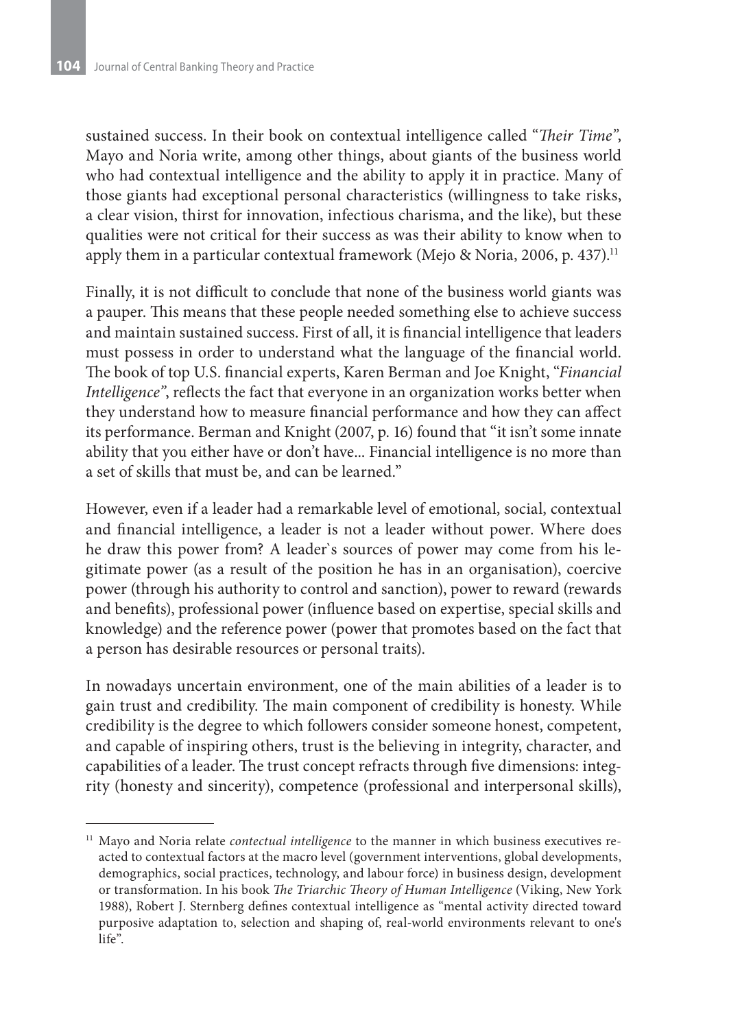sustained success. In their book on contextual intelligence called "*Their Time*", Mayo and Noria write, among other things, about giants of the business world who had contextual intelligence and the ability to apply it in practice. Many of those giants had exceptional personal characteristics (willingness to take risks, a clear vision, thirst for innovation, infectious charisma, and the like), but these qualities were not critical for their success as was their ability to know when to apply them in a particular contextual framework (Mejo & Noria, 2006, p. 437).[11]

Finally, it is not difficult to conclude that none of the business world giants was a pauper. This means that these people needed something else to achieve success and maintain sustained success. First of all, it is financial intelligence that leaders must possess in order to understand what the language of the financial world. The book of top U.S. financial experts, Karen Berman and Joe Knight, "*Financial Intelligence*", reflects the fact that everyone in an organization works better when they understand how to measure financial performance and how they can affect its performance. Berman and Knight (2007, p. 16) found that "it isn't some innate ability that you either have or don't have... Financial intelligence is no more than a set of skills that must be, and can be learned."

However, even if a leader had a remarkable level of emotional, social, contextual and financial intelligence, a leader is not a leader without power. Where does he draw this power from? A leader`s sources of power may come from his legitimate power (as a result of the position he has in an organisation), coercive power (through his authority to control and sanction), power to reward (rewards and benefits), professional power (influence based on expertise, special skills and knowledge) and the reference power (power that promotes based on the fact that a person has desirable resources or personal traits).

In nowadays uncertain environment, one of the main abilities of a leader is to gain trust and credibility. The main component of credibility is honesty. While credibility is the degree to which followers consider someone honest, competent, and capable of inspiring others, trust is the believing in integrity, character, and capabilities of a leader. The trust concept refracts through five dimensions: integrity (honesty and sincerity), competence (professional and interpersonal skills),

---

[11] Mayo and Noria relate *contectual intelligence* to the manner in which business executives reacted to contextual factors at the macro level (government interventions, global developments, demographics, social practices, technology, and labour force) in business design, development or transformation. In his book *The Triarchic Theory of Human Intelligence* (Viking, New York 1988), Robert J. Sternberg defines contextual intelligence as "mental activity directed toward purposive adaptation to, selection and shaping of, real-world environments relevant to one's life".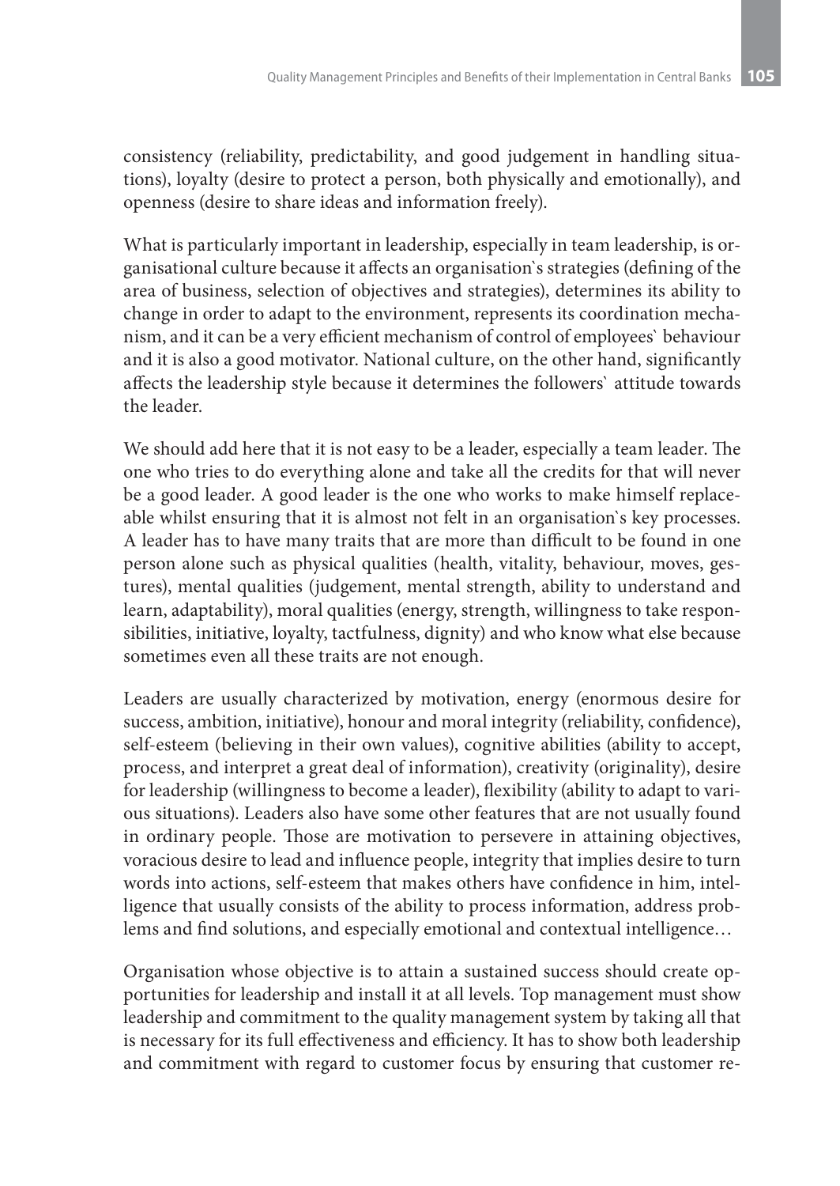consistency (reliability, predictability, and good judgement in handling situations), loyalty (desire to protect a person, both physically and emotionally), and openness (desire to share ideas and information freely).

What is particularly important in leadership, especially in team leadership, is organisational culture because it affects an organisation`s strategies (defining of the area of business, selection of objectives and strategies), determines its ability to change in order to adapt to the environment, represents its coordination mechanism, and it can be a very efficient mechanism of control of employees` behaviour and it is also a good motivator. National culture, on the other hand, significantly affects the leadership style because it determines the followers` attitude towards the leader.

We should add here that it is not easy to be a leader, especially a team leader. The one who tries to do everything alone and take all the credits for that will never be a good leader. A good leader is the one who works to make himself replaceable whilst ensuring that it is almost not felt in an organisation`s key processes. A leader has to have many traits that are more than difficult to be found in one person alone such as physical qualities (health, vitality, behaviour, moves, gestures), mental qualities (judgement, mental strength, ability to understand and learn, adaptability), moral qualities (energy, strength, willingness to take responsibilities, initiative, loyalty, tactfulness, dignity) and who know what else because sometimes even all these traits are not enough.

Leaders are usually characterized by motivation, energy (enormous desire for success, ambition, initiative), honour and moral integrity (reliability, confidence), self-esteem (believing in their own values), cognitive abilities (ability to accept, process, and interpret a great deal of information), creativity (originality), desire for leadership (willingness to become a leader), flexibility (ability to adapt to various situations). Leaders also have some other features that are not usually found in ordinary people. Those are motivation to persevere in attaining objectives, voracious desire to lead and influence people, integrity that implies desire to turn words into actions, self-esteem that makes others have confidence in him, intelligence that usually consists of the ability to process information, address problems and find solutions, and especially emotional and contextual intelligence…

Organisation whose objective is to attain a sustained success should create opportunities for leadership and install it at all levels. Top management must show leadership and commitment to the quality management system by taking all that is necessary for its full effectiveness and efficiency. It has to show both leadership and commitment with regard to customer focus by ensuring that customer re-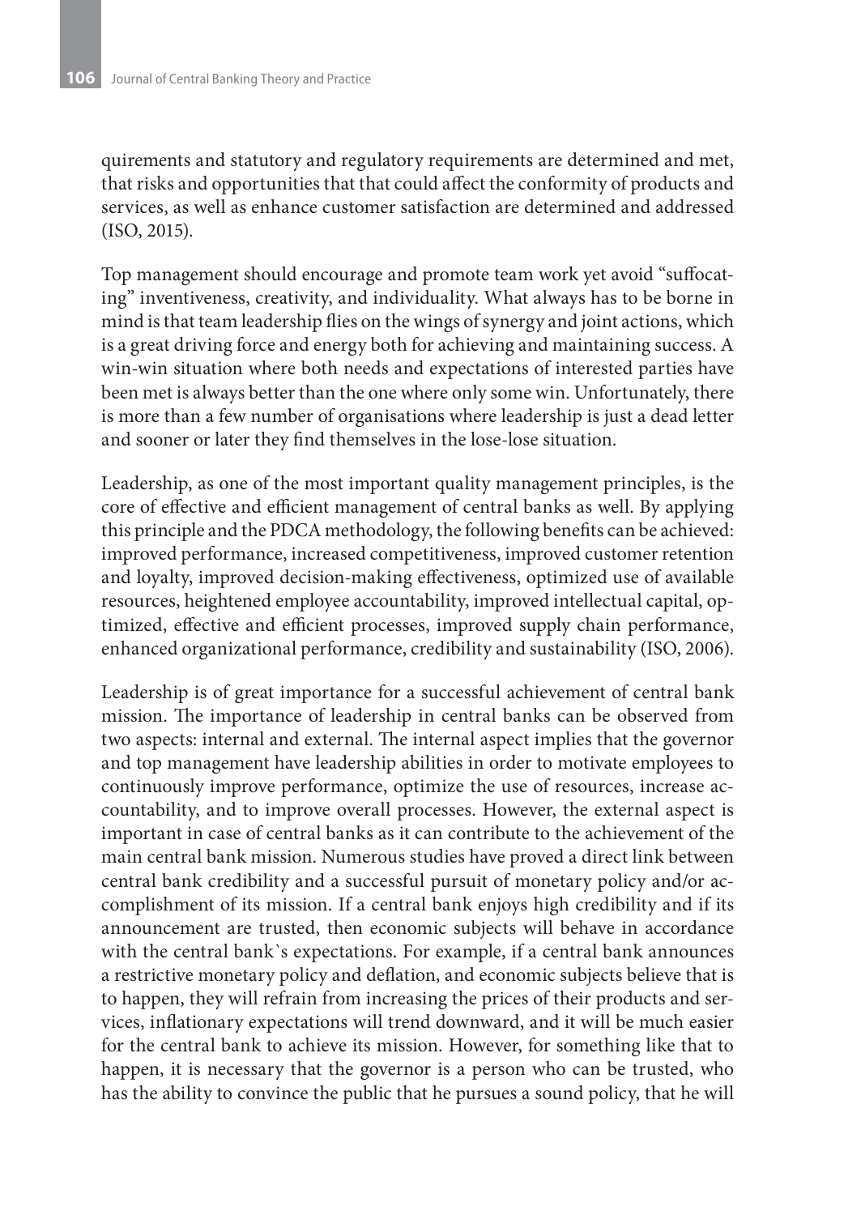quirements and statutory and regulatory requirements are determined and met, that risks and opportunities that that could affect the conformity of products and services, as well as enhance customer satisfaction are determined and addressed (ISO, 2015).

Top management should encourage and promote team work yet avoid "suffocating" inventiveness, creativity, and individuality. What always has to be borne in mind is that team leadership flies on the wings of synergy and joint actions, which is a great driving force and energy both for achieving and maintaining success. A win-win situation where both needs and expectations of interested parties have been met is always better than the one where only some win. Unfortunately, there is more than a few number of organisations where leadership is just a dead letter and sooner or later they find themselves in the lose-lose situation.

Leadership, as one of the most important quality management principles, is the core of effective and efficient management of central banks as well. By applying this principle and the PDCA methodology, the following benefits can be achieved: improved performance, increased competitiveness, improved customer retention and loyalty, improved decision-making effectiveness, optimized use of available resources, heightened employee accountability, improved intellectual capital, optimized, effective and efficient processes, improved supply chain performance, enhanced organizational performance, credibility and sustainability (ISO, 2006).

Leadership is of great importance for a successful achievement of central bank mission. The importance of leadership in central banks can be observed from two aspects: internal and external. The internal aspect implies that the governor and top management have leadership abilities in order to motivate employees to continuously improve performance, optimize the use of resources, increase accountability, and to improve overall processes. However, the external aspect is important in case of central banks as it can contribute to the achievement of the main central bank mission. Numerous studies have proved a direct link between central bank credibility and a successful pursuit of monetary policy and/or accomplishment of its mission. If a central bank enjoys high credibility and if its announcement are trusted, then economic subjects will behave in accordance with the central bank`s expectations. For example, if a central bank announces a restrictive monetary policy and deflation, and economic subjects believe that is to happen, they will refrain from increasing the prices of their products and services, inflationary expectations will trend downward, and it will be much easier for the central bank to achieve its mission. However, for something like that to happen, it is necessary that the governor is a person who can be trusted, who has the ability to convince the public that he pursues a sound policy, that he will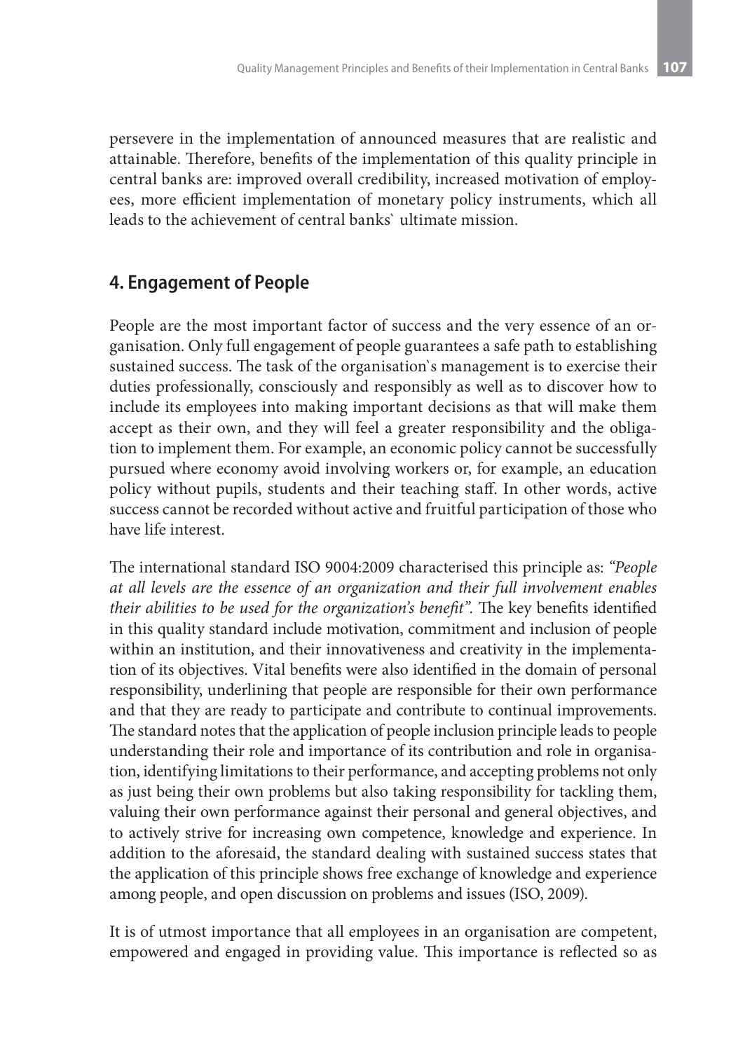persevere in the implementation of announced measures that are realistic and attainable. Therefore, benefits of the implementation of this quality principle in central banks are: improved overall credibility, increased motivation of employees, more efficient implementation of monetary policy instruments, which all leads to the achievement of central banks` ultimate mission.

## 4. Engagement of People

People are the most important factor of success and the very essence of an organisation. Only full engagement of people guarantees a safe path to establishing sustained success. The task of the organisation`s management is to exercise their duties professionally, consciously and responsibly as well as to discover how to include its employees into making important decisions as that will make them accept as their own, and they will feel a greater responsibility and the obligation to implement them. For example, an economic policy cannot be successfully pursued where economy avoid involving workers or, for example, an education policy without pupils, students and their teaching staff. In other words, active success cannot be recorded without active and fruitful participation of those who have life interest.

The international standard ISO 9004:2009 characterised this principle as: *"People at all levels are the essence of an organization and their full involvement enables their abilities to be used for the organization's benefit".* The key benefits identified in this quality standard include motivation, commitment and inclusion of people within an institution, and their innovativeness and creativity in the implementation of its objectives. Vital benefits were also identified in the domain of personal responsibility, underlining that people are responsible for their own performance and that they are ready to participate and contribute to continual improvements. The standard notes that the application of people inclusion principle leads to people understanding their role and importance of its contribution and role in organisation, identifying limitations to their performance, and accepting problems not only as just being their own problems but also taking responsibility for tackling them, valuing their own performance against their personal and general objectives, and to actively strive for increasing own competence, knowledge and experience. In addition to the aforesaid, the standard dealing with sustained success states that the application of this principle shows free exchange of knowledge and experience among people, and open discussion on problems and issues (ISO, 2009).

It is of utmost importance that all employees in an organisation are competent, empowered and engaged in providing value. This importance is reflected so as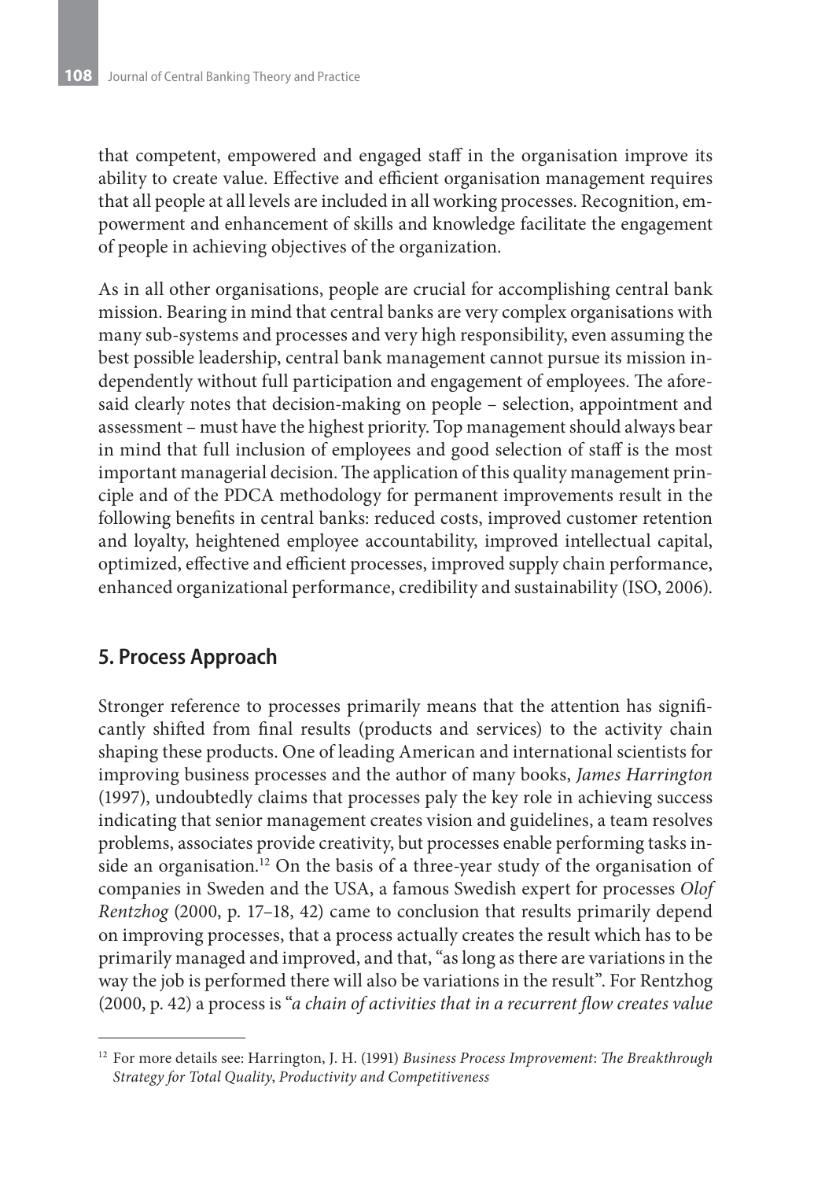that competent, empowered and engaged staff in the organisation improve its ability to create value. Effective and efficient organisation management requires that all people at all levels are included in all working processes. Recognition, empowerment and enhancement of skills and knowledge facilitate the engagement of people in achieving objectives of the organization.

As in all other organisations, people are crucial for accomplishing central bank mission. Bearing in mind that central banks are very complex organisations with many sub-systems and processes and very high responsibility, even assuming the best possible leadership, central bank management cannot pursue its mission independently without full participation and engagement of employees. The aforesaid clearly notes that decision-making on people – selection, appointment and assessment – must have the highest priority. Top management should always bear in mind that full inclusion of employees and good selection of staff is the most important managerial decision. The application of this quality management principle and of the PDCA methodology for permanent improvements result in the following benefits in central banks: reduced costs, improved customer retention and loyalty, heightened employee accountability, improved intellectual capital, optimized, effective and efficient processes, improved supply chain performance, enhanced organizational performance, credibility and sustainability (ISO, 2006).

## 5. Process Approach

Stronger reference to processes primarily means that the attention has significantly shifted from final results (products and services) to the activity chain shaping these products. One of leading American and international scientists for improving business processes and the author of many books, *James Harrington* (1997), undoubtedly claims that processes paly the key role in achieving success indicating that senior management creates vision and guidelines, a team resolves problems, associates provide creativity, but processes enable performing tasks inside an organisation.[12] On the basis of a three-year study of the organisation of companies in Sweden and the USA, a famous Swedish expert for processes *Olof Rentzhog* (2000, p. 17–18, 42) came to conclusion that results primarily depend on improving processes, that a process actually creates the result which has to be primarily managed and improved, and that, "as long as there are variations in the way the job is performed there will also be variations in the result". For Rentzhog (2000, p. 42) a process is "*a chain of activities that in a recurrent flow creates value*

[12] For more details see: Harrington, J. H. (1991) *Business Process Improvement*: *The Breakthrough Strategy for Total Quality, Productivity and Competitiveness*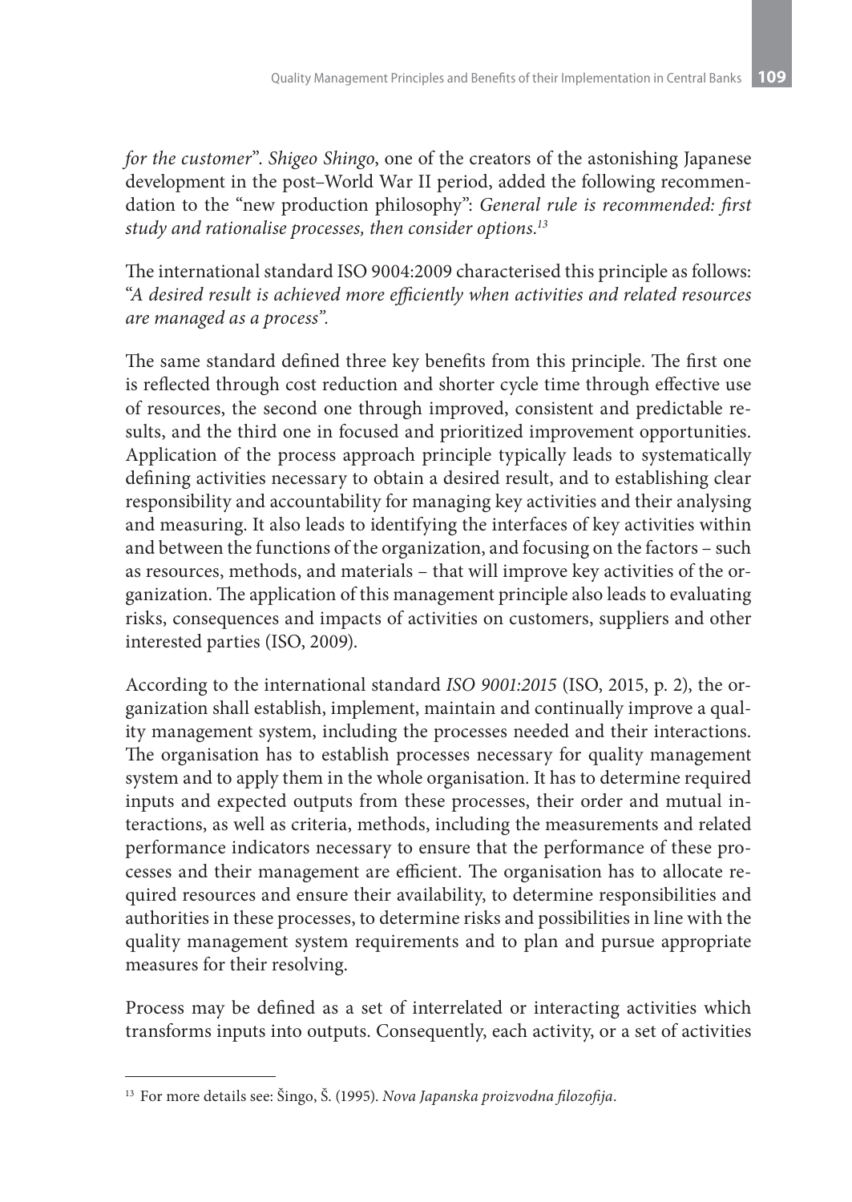*for the customer*". *Shigeo Shingo*, one of the creators of the astonishing Japanese development in the post–World War II period, added the following recommendation to the "new production philosophy": *General rule is recommended: first study and rationalise processes, then consider options.*[13]

The international standard ISO 9004:2009 characterised this principle as follows: "*A desired result is achieved more efficiently when activities and related resources are managed as a process*".

The same standard defined three key benefits from this principle. The first one is reflected through cost reduction and shorter cycle time through effective use of resources, the second one through improved, consistent and predictable results, and the third one in focused and prioritized improvement opportunities. Application of the process approach principle typically leads to systematically defining activities necessary to obtain a desired result, and to establishing clear responsibility and accountability for managing key activities and their analysing and measuring. It also leads to identifying the interfaces of key activities within and between the functions of the organization, and focusing on the factors – such as resources, methods, and materials – that will improve key activities of the organization. The application of this management principle also leads to evaluating risks, consequences and impacts of activities on customers, suppliers and other interested parties (ISO, 2009).

According to the international standard *ISO 9001:2015* (ISO, 2015, p. 2), the organization shall establish, implement, maintain and continually improve a quality management system, including the processes needed and their interactions. The organisation has to establish processes necessary for quality management system and to apply them in the whole organisation. It has to determine required inputs and expected outputs from these processes, their order and mutual interactions, as well as criteria, methods, including the measurements and related performance indicators necessary to ensure that the performance of these processes and their management are efficient. The organisation has to allocate required resources and ensure their availability, to determine responsibilities and authorities in these processes, to determine risks and possibilities in line with the quality management system requirements and to plan and pursue appropriate measures for their resolving.

Process may be defined as a set of interrelated or interacting activities which transforms inputs into outputs. Consequently, each activity, or a set of activities

---

[13] For more details see: Šingo, Š. (1995). *Nova Japanska proizvodna filozofija*.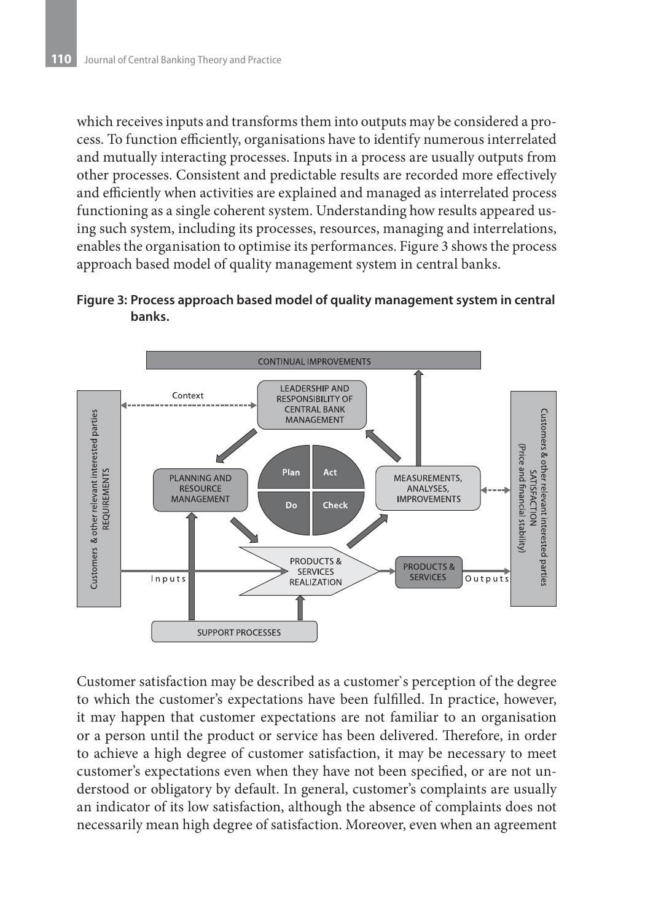which receives inputs and transforms them into outputs may be considered a process. To function efficiently, organisations have to identify numerous interrelated and mutually interacting processes. Inputs in a process are usually outputs from other processes. Consistent and predictable results are recorded more effectively and efficiently when activities are explained and managed as interrelated process functioning as a single coherent system. Understanding how results appeared using such system, including its processes, resources, managing and interrelations, enables the organisation to optimise its performances. Figure 3 shows the process approach based model of quality management system in central banks.

**Figure 3: Process approach based model of quality management system in central banks.**

Customer satisfaction may be described as a customer`s perception of the degree to which the customer's expectations have been fulfilled. In practice, however, it may happen that customer expectations are not familiar to an organisation or a person until the product or service has been delivered. Therefore, in order to achieve a high degree of customer satisfaction, it may be necessary to meet customer's expectations even when they have not been specified, or are not understood or obligatory by default. In general, customer's complaints are usually an indicator of its low satisfaction, although the absence of complaints does not necessarily mean high degree of satisfaction. Moreover, even when an agreement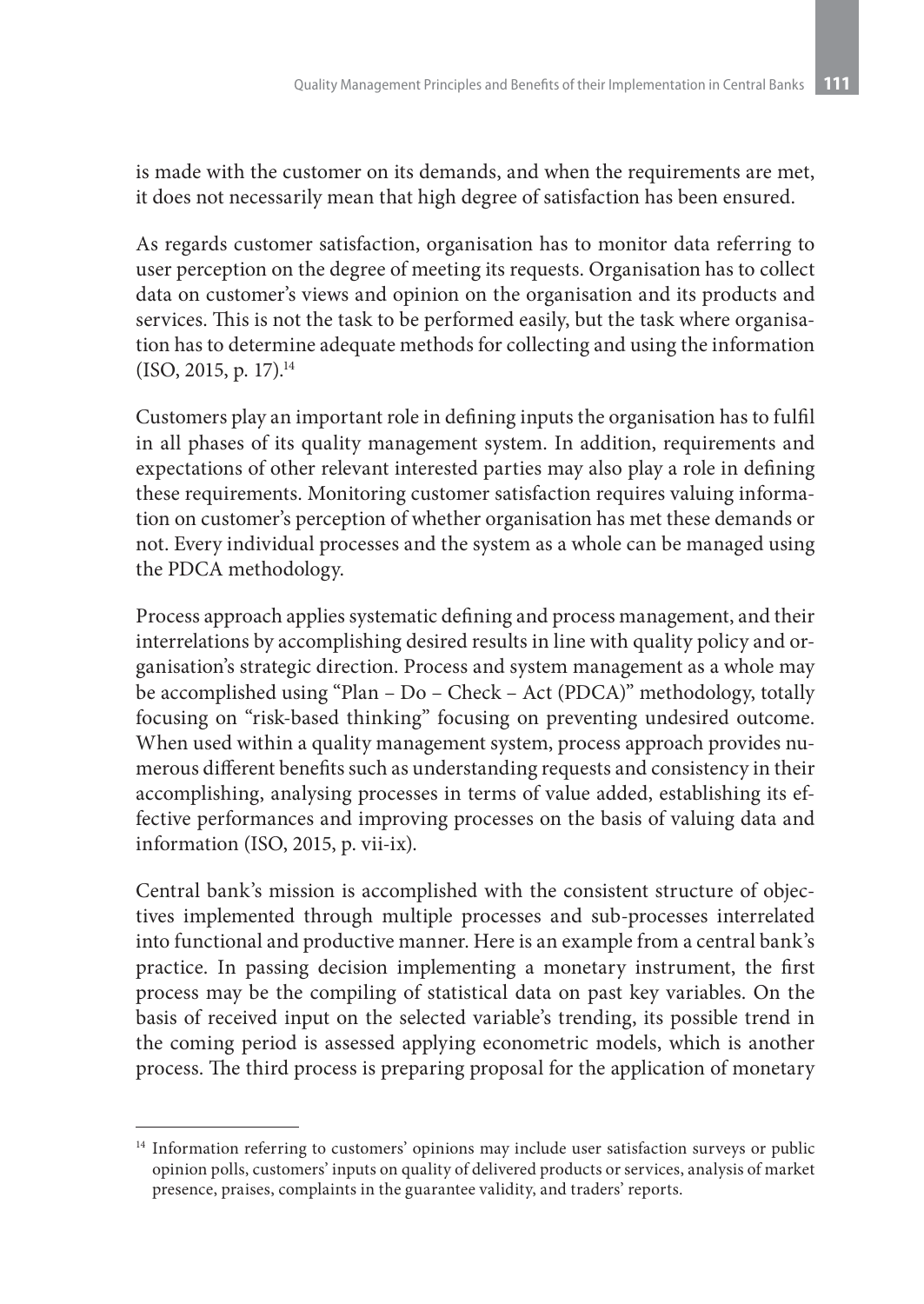is made with the customer on its demands, and when the requirements are met, it does not necessarily mean that high degree of satisfaction has been ensured.

As regards customer satisfaction, organisation has to monitor data referring to user perception on the degree of meeting its requests. Organisation has to collect data on customer's views and opinion on the organisation and its products and services. This is not the task to be performed easily, but the task where organisation has to determine adequate methods for collecting and using the information (ISO, 2015, p. 17).[14]

Customers play an important role in defining inputs the organisation has to fulfil in all phases of its quality management system. In addition, requirements and expectations of other relevant interested parties may also play a role in defining these requirements. Monitoring customer satisfaction requires valuing information on customer's perception of whether organisation has met these demands or not. Every individual processes and the system as a whole can be managed using the PDCA methodology.

Process approach applies systematic defining and process management, and their interrelations by accomplishing desired results in line with quality policy and organisation's strategic direction. Process and system management as a whole may be accomplished using "Plan – Do – Check – Act (PDCA)" methodology, totally focusing on "risk-based thinking" focusing on preventing undesired outcome. When used within a quality management system, process approach provides numerous different benefits such as understanding requests and consistency in their accomplishing, analysing processes in terms of value added, establishing its effective performances and improving processes on the basis of valuing data and information (ISO, 2015, p. vii-ix).

Central bank's mission is accomplished with the consistent structure of objectives implemented through multiple processes and sub-processes interrelated into functional and productive manner. Here is an example from a central bank's practice. In passing decision implementing a monetary instrument, the first process may be the compiling of statistical data on past key variables. On the basis of received input on the selected variable's trending, its possible trend in the coming period is assessed applying econometric models, which is another process. The third process is preparing proposal for the application of monetary

[14] Information referring to customers' opinions may include user satisfaction surveys or public opinion polls, customers' inputs on quality of delivered products or services, analysis of market presence, praises, complaints in the guarantee validity, and traders' reports.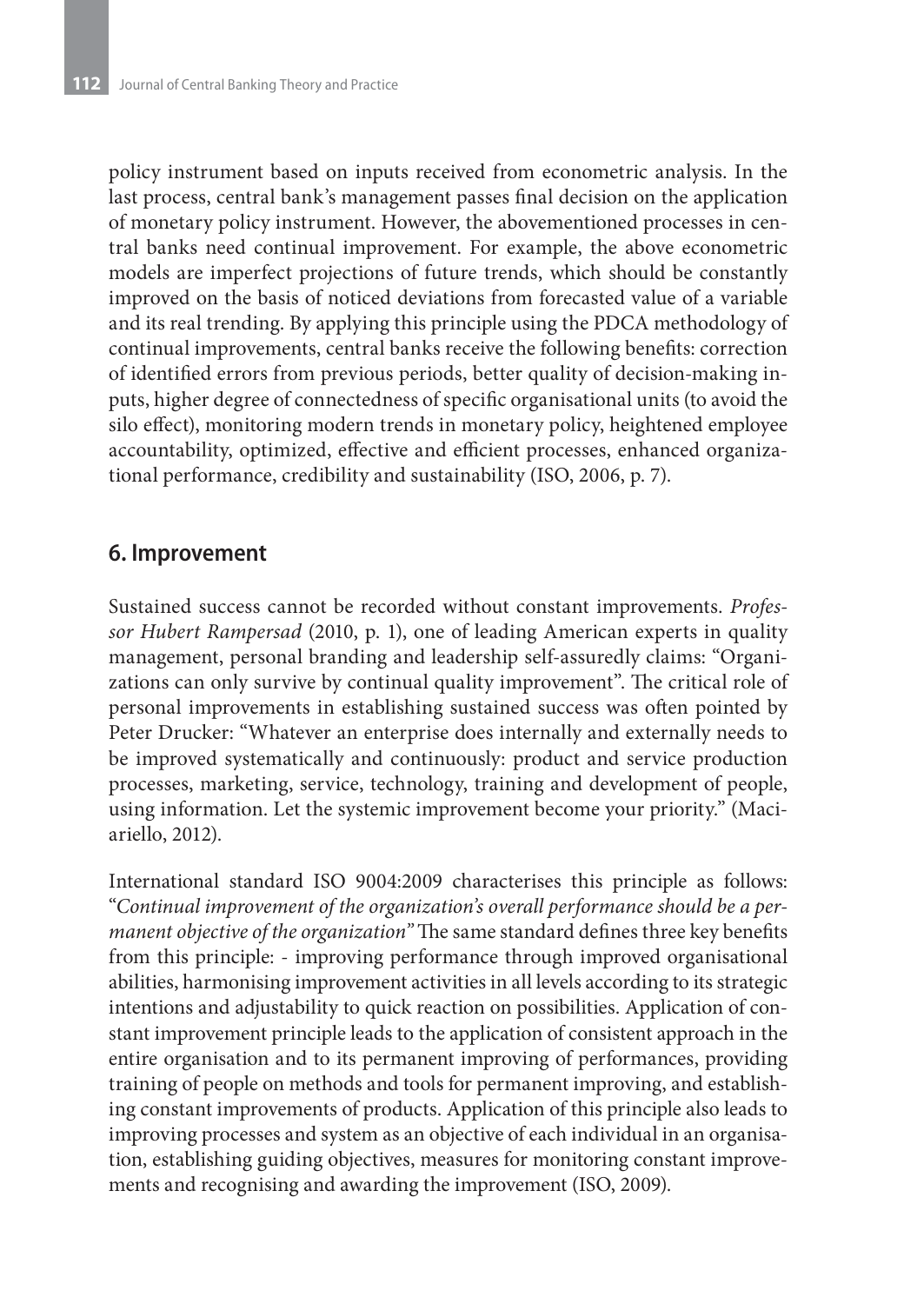policy instrument based on inputs received from econometric analysis. In the last process, central bank's management passes final decision on the application of monetary policy instrument. However, the abovementioned processes in central banks need continual improvement. For example, the above econometric models are imperfect projections of future trends, which should be constantly improved on the basis of noticed deviations from forecasted value of a variable and its real trending. By applying this principle using the PDCA methodology of continual improvements, central banks receive the following benefits: correction of identified errors from previous periods, better quality of decision-making inputs, higher degree of connectedness of specific organisational units (to avoid the silo effect), monitoring modern trends in monetary policy, heightened employee accountability, optimized, effective and efficient processes, enhanced organizational performance, credibility and sustainability (ISO, 2006, p. 7).

## 6. Improvement

Sustained success cannot be recorded without constant improvements. *Professor Hubert Rampersad* (2010, p. 1), one of leading American experts in quality management, personal branding and leadership self-assuredly claims: "Organizations can only survive by continual quality improvement". The critical role of personal improvements in establishing sustained success was often pointed by Peter Drucker: "Whatever an enterprise does internally and externally needs to be improved systematically and continuously: product and service production processes, marketing, service, technology, training and development of people, using information. Let the systemic improvement become your priority." (Maciariello, 2012).

International standard ISO 9004:2009 characterises this principle as follows: "*Continual improvement of the organization's overall performance should be a permanent objective of the organization"* The same standard defines three key benefits from this principle: - improving performance through improved organisational abilities, harmonising improvement activities in all levels according to its strategic intentions and adjustability to quick reaction on possibilities. Application of constant improvement principle leads to the application of consistent approach in the entire organisation and to its permanent improving of performances, providing training of people on methods and tools for permanent improving, and establishing constant improvements of products. Application of this principle also leads to improving processes and system as an objective of each individual in an organisation, establishing guiding objectives, measures for monitoring constant improvements and recognising and awarding the improvement (ISO, 2009).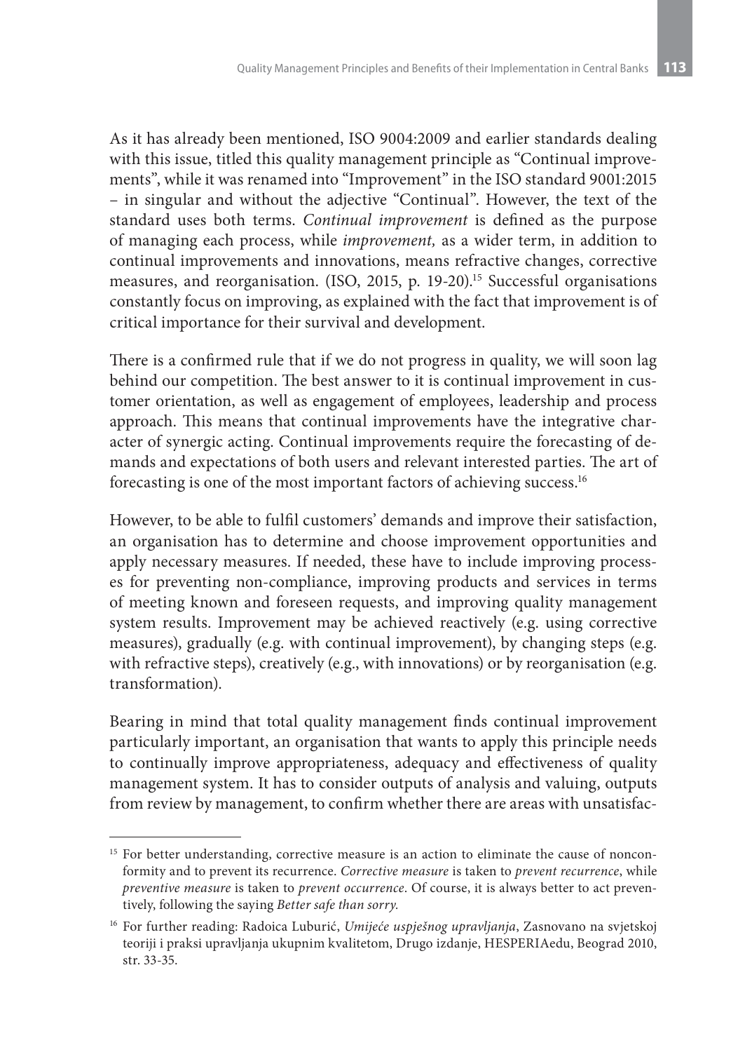As it has already been mentioned, ISO 9004:2009 and earlier standards dealing with this issue, titled this quality management principle as "Continual improvements", while it was renamed into "Improvement" in the ISO standard 9001:2015 – in singular and without the adjective "Continual". However, the text of the standard uses both terms. *Continual improvement* is defined as the purpose of managing each process, while *improvement,* as a wider term, in addition to continual improvements and innovations, means refractive changes, corrective measures, and reorganisation. (ISO, 2015, p. 19-20).[15] Successful organisations constantly focus on improving, as explained with the fact that improvement is of critical importance for their survival and development.

There is a confirmed rule that if we do not progress in quality, we will soon lag behind our competition. The best answer to it is continual improvement in customer orientation, as well as engagement of employees, leadership and process approach. This means that continual improvements have the integrative character of synergic acting. Continual improvements require the forecasting of demands and expectations of both users and relevant interested parties. The art of forecasting is one of the most important factors of achieving success.[16]

However, to be able to fulfil customers' demands and improve their satisfaction, an organisation has to determine and choose improvement opportunities and apply necessary measures. If needed, these have to include improving processes for preventing non-compliance, improving products and services in terms of meeting known and foreseen requests, and improving quality management system results. Improvement may be achieved reactively (e.g. using corrective measures), gradually (e.g. with continual improvement), by changing steps (e.g. with refractive steps), creatively (e.g., with innovations) or by reorganisation (e.g. transformation).

Bearing in mind that total quality management finds continual improvement particularly important, an organisation that wants to apply this principle needs to continually improve appropriateness, adequacy and effectiveness of quality management system. It has to consider outputs of analysis and valuing, outputs from review by management, to confirm whether there are areas with unsatisfac-

---

[15] For better understanding, corrective measure is an action to eliminate the cause of nonconformity and to prevent its recurrence. *Corrective measure* is taken to *prevent recurrence*, while *preventive measure* is taken to *prevent occurrence*. Of course, it is always better to act preventively, following the saying *Better safe than sorry.*

[16] For further reading: Radoica Luburić, *Umijeće uspješnog upravljanja*, Zasnovano na svjetskoj teoriji i praksi upravljanja ukupnim kvalitetom, Drugo izdanje, HESPERIAedu, Beograd 2010, str. 33-35.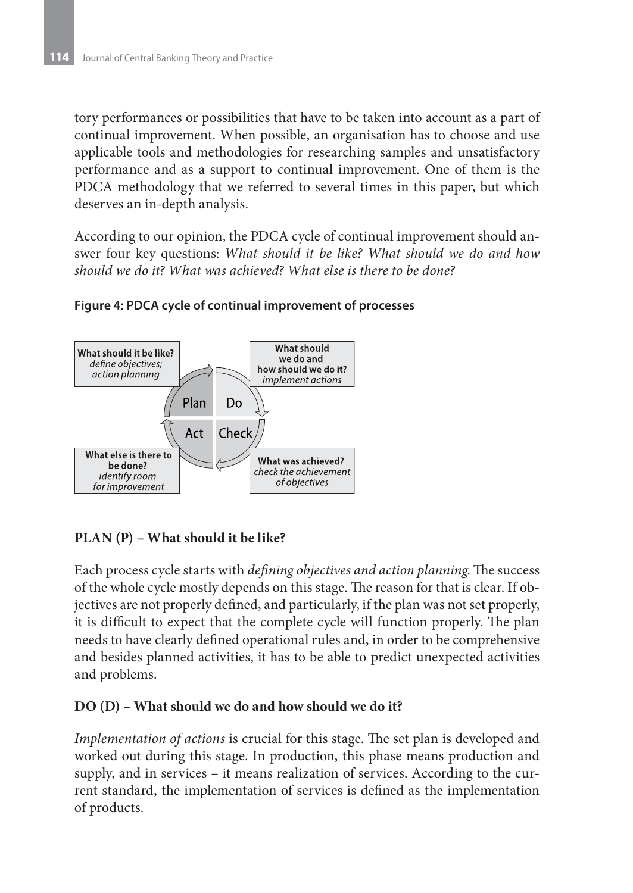tory performances or possibilities that have to be taken into account as a part of continual improvement. When possible, an organisation has to choose and use applicable tools and methodologies for researching samples and unsatisfactory performance and as a support to continual improvement. One of them is the PDCA methodology that we referred to several times in this paper, but which deserves an in-depth analysis.

According to our opinion, the PDCA cycle of continual improvement should answer four key questions: *What should it be like? What should we do and how should we do it? What was achieved? What else is there to be done?*

**Figure 4: PDCA cycle of continual improvement of processes**

**What should it be like?** *define objectives; action planning*

**What should we do and how should we do it?** *implement actions*

**What was achieved?** *check the achievement of objectives*

**What else is there to be done?** *identify room for improvement*

Plan – Do – Check – Act

### PLAN (P) – What should it be like?

Each process cycle starts with *defining objectives and action planning*. The success of the whole cycle mostly depends on this stage. The reason for that is clear. If objectives are not properly defined, and particularly, if the plan was not set properly, it is difficult to expect that the complete cycle will function properly. The plan needs to have clearly defined operational rules and, in order to be comprehensive and besides planned activities, it has to be able to predict unexpected activities and problems.

### DO (D) – What should we do and how should we do it?

*Implementation of actions* is crucial for this stage. The set plan is developed and worked out during this stage. In production, this phase means production and supply, and in services – it means realization of services. According to the current standard, the implementation of services is defined as the implementation of products.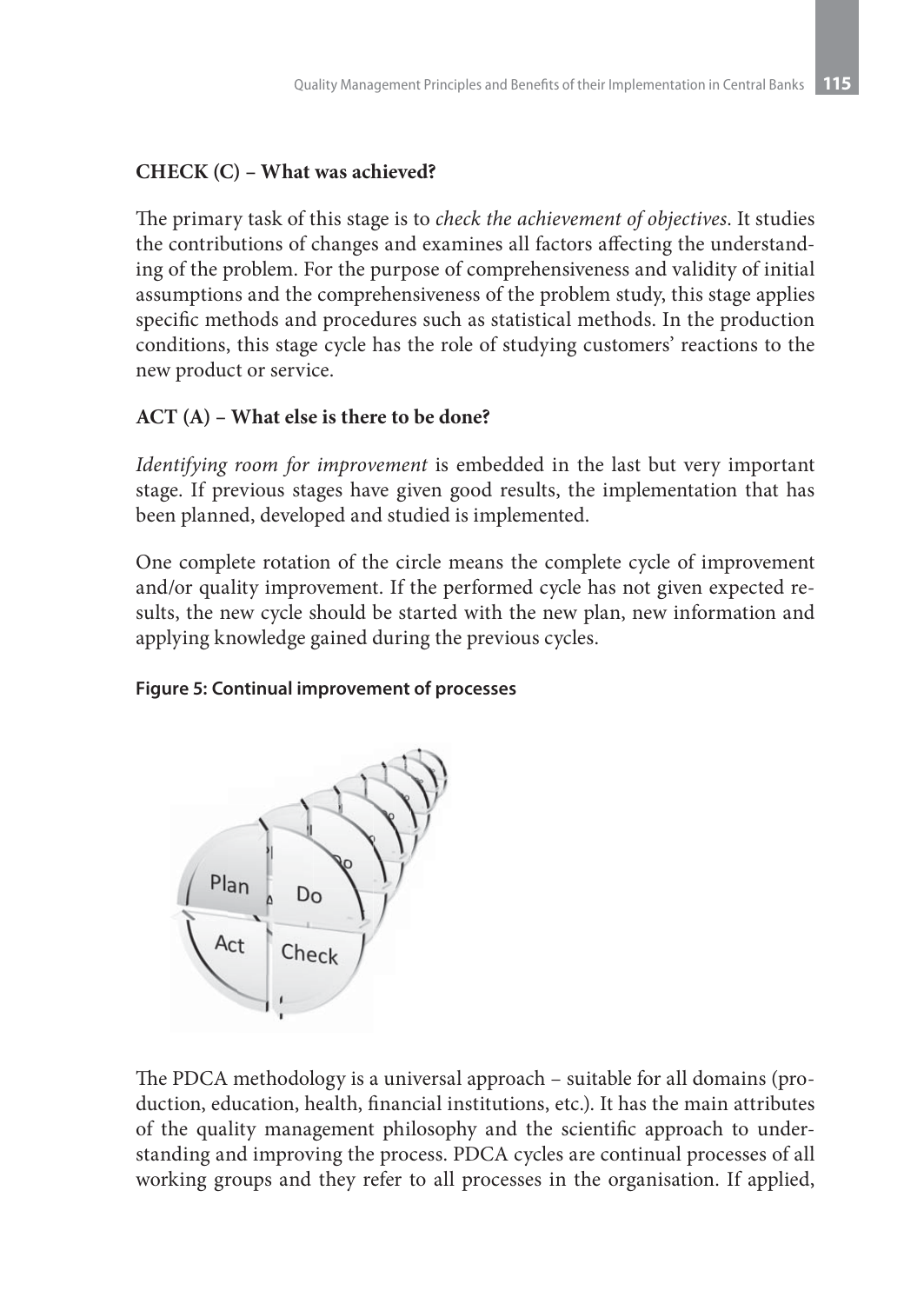**CHECK (C) – What was achieved?**

The primary task of this stage is to *check the achievement of objectives*. It studies the contributions of changes and examines all factors affecting the understanding of the problem. For the purpose of comprehensiveness and validity of initial assumptions and the comprehensiveness of the problem study, this stage applies specific methods and procedures such as statistical methods. In the production conditions, this stage cycle has the role of studying customers' reactions to the new product or service.

**ACT (A) – What else is there to be done?**

*Identifying room for improvement* is embedded in the last but very important stage. If previous stages have given good results, the implementation that has been planned, developed and studied is implemented.

One complete rotation of the circle means the complete cycle of improvement and/or quality improvement. If the performed cycle has not given expected results, the new cycle should be started with the new plan, new information and applying knowledge gained during the previous cycles.

**Figure 5: Continual improvement of processes**

The PDCA methodology is a universal approach – suitable for all domains (production, education, health, financial institutions, etc.). It has the main attributes of the quality management philosophy and the scientific approach to understanding and improving the process. PDCA cycles are continual processes of all working groups and they refer to all processes in the organisation. If applied,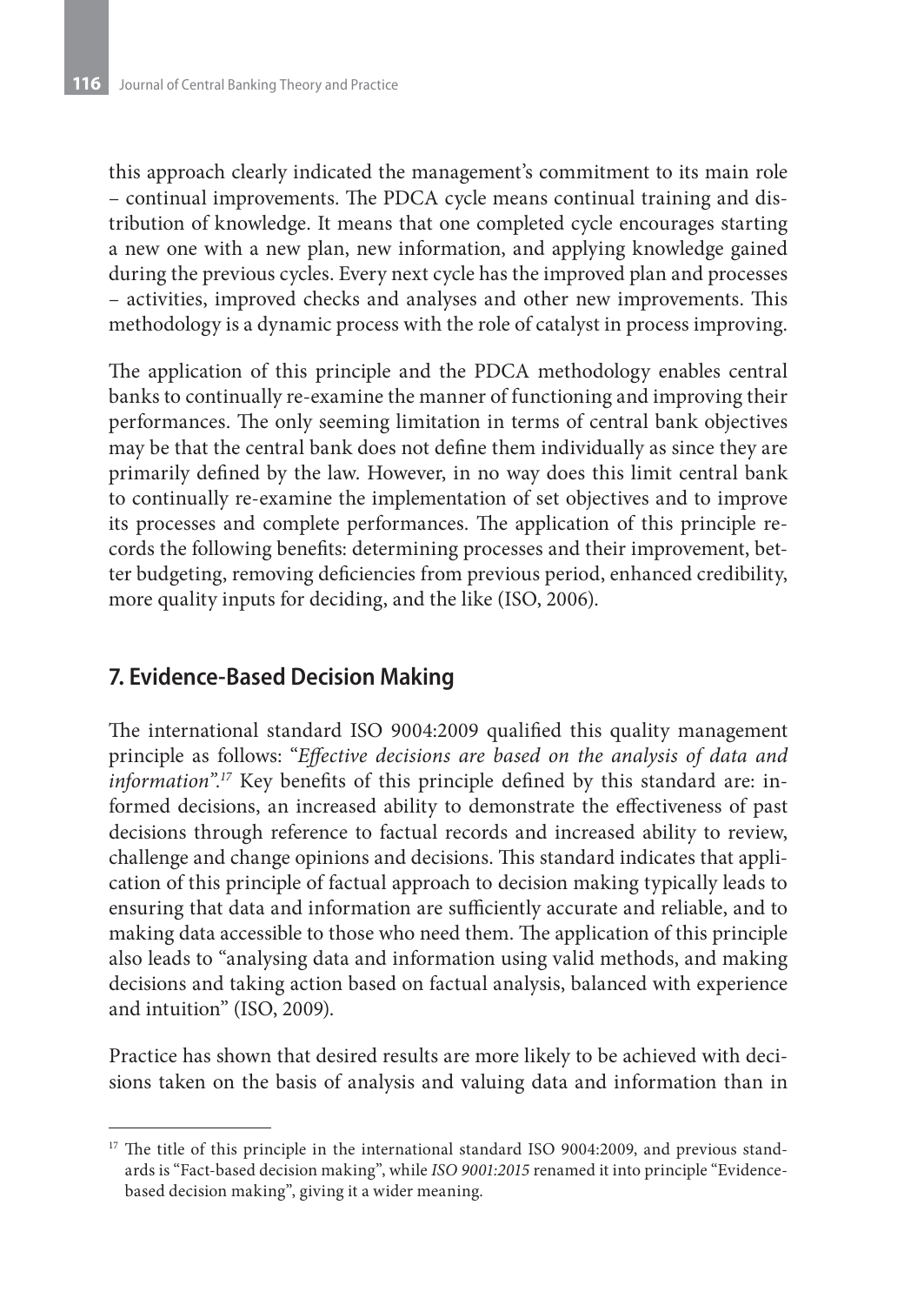this approach clearly indicated the management's commitment to its main role – continual improvements. The PDCA cycle means continual training and distribution of knowledge. It means that one completed cycle encourages starting a new one with a new plan, new information, and applying knowledge gained during the previous cycles. Every next cycle has the improved plan and processes – activities, improved checks and analyses and other new improvements. This methodology is a dynamic process with the role of catalyst in process improving.

The application of this principle and the PDCA methodology enables central banks to continually re-examine the manner of functioning and improving their performances. The only seeming limitation in terms of central bank objectives may be that the central bank does not define them individually as since they are primarily defined by the law. However, in no way does this limit central bank to continually re-examine the implementation of set objectives and to improve its processes and complete performances. The application of this principle records the following benefits: determining processes and their improvement, better budgeting, removing deficiencies from previous period, enhanced credibility, more quality inputs for deciding, and the like (ISO, 2006).

## 7. Evidence-Based Decision Making

The international standard ISO 9004:2009 qualified this quality management principle as follows: "*Effective decisions are based on the analysis of data and information".*[17] Key benefits of this principle defined by this standard are: informed decisions, an increased ability to demonstrate the effectiveness of past decisions through reference to factual records and increased ability to review, challenge and change opinions and decisions. This standard indicates that application of this principle of factual approach to decision making typically leads to ensuring that data and information are sufficiently accurate and reliable, and to making data accessible to those who need them. The application of this principle also leads to "analysing data and information using valid methods, and making decisions and taking action based on factual analysis, balanced with experience and intuition" (ISO, 2009).

Practice has shown that desired results are more likely to be achieved with decisions taken on the basis of analysis and valuing data and information than in

---

[17] The title of this principle in the international standard ISO 9004:2009, and previous standards is "Fact-based decision making", while *ISO 9001:2015* renamed it into principle "Evidence-based decision making", giving it a wider meaning.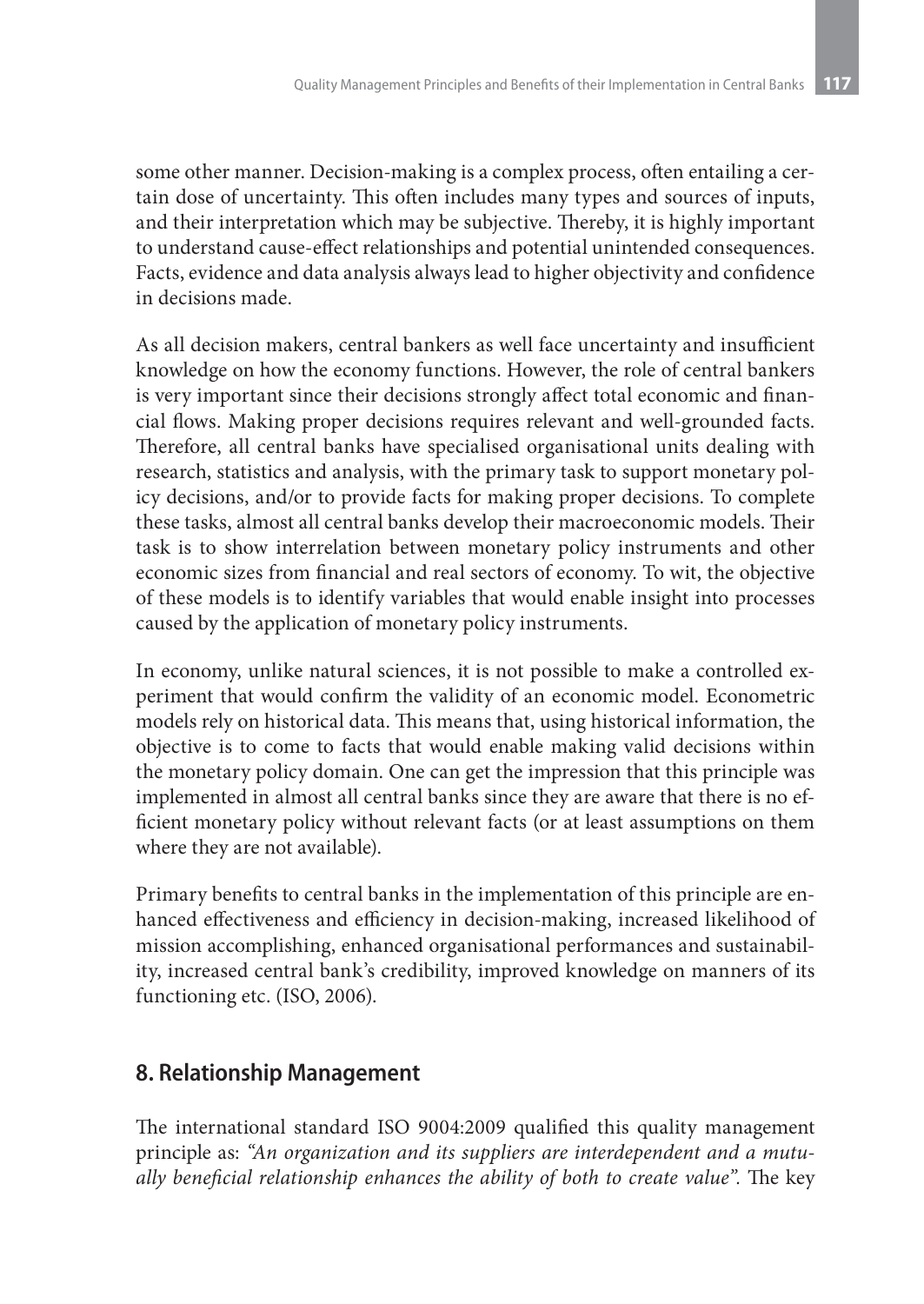some other manner. Decision-making is a complex process, often entailing a certain dose of uncertainty. This often includes many types and sources of inputs, and their interpretation which may be subjective. Thereby, it is highly important to understand cause-effect relationships and potential unintended consequences. Facts, evidence and data analysis always lead to higher objectivity and confidence in decisions made.

As all decision makers, central bankers as well face uncertainty and insufficient knowledge on how the economy functions. However, the role of central bankers is very important since their decisions strongly affect total economic and financial flows. Making proper decisions requires relevant and well-grounded facts. Therefore, all central banks have specialised organisational units dealing with research, statistics and analysis, with the primary task to support monetary policy decisions, and/or to provide facts for making proper decisions. To complete these tasks, almost all central banks develop their macroeconomic models. Their task is to show interrelation between monetary policy instruments and other economic sizes from financial and real sectors of economy. To wit, the objective of these models is to identify variables that would enable insight into processes caused by the application of monetary policy instruments.

In economy, unlike natural sciences, it is not possible to make a controlled experiment that would confirm the validity of an economic model. Econometric models rely on historical data. This means that, using historical information, the objective is to come to facts that would enable making valid decisions within the monetary policy domain. One can get the impression that this principle was implemented in almost all central banks since they are aware that there is no efficient monetary policy without relevant facts (or at least assumptions on them where they are not available).

Primary benefits to central banks in the implementation of this principle are enhanced effectiveness and efficiency in decision-making, increased likelihood of mission accomplishing, enhanced organisational performances and sustainability, increased central bank's credibility, improved knowledge on manners of its functioning etc. (ISO, 2006).

## 8. Relationship Management

The international standard ISO 9004:2009 qualified this quality management principle as: *"An organization and its suppliers are interdependent and a mutually beneficial relationship enhances the ability of both to create value"*. The key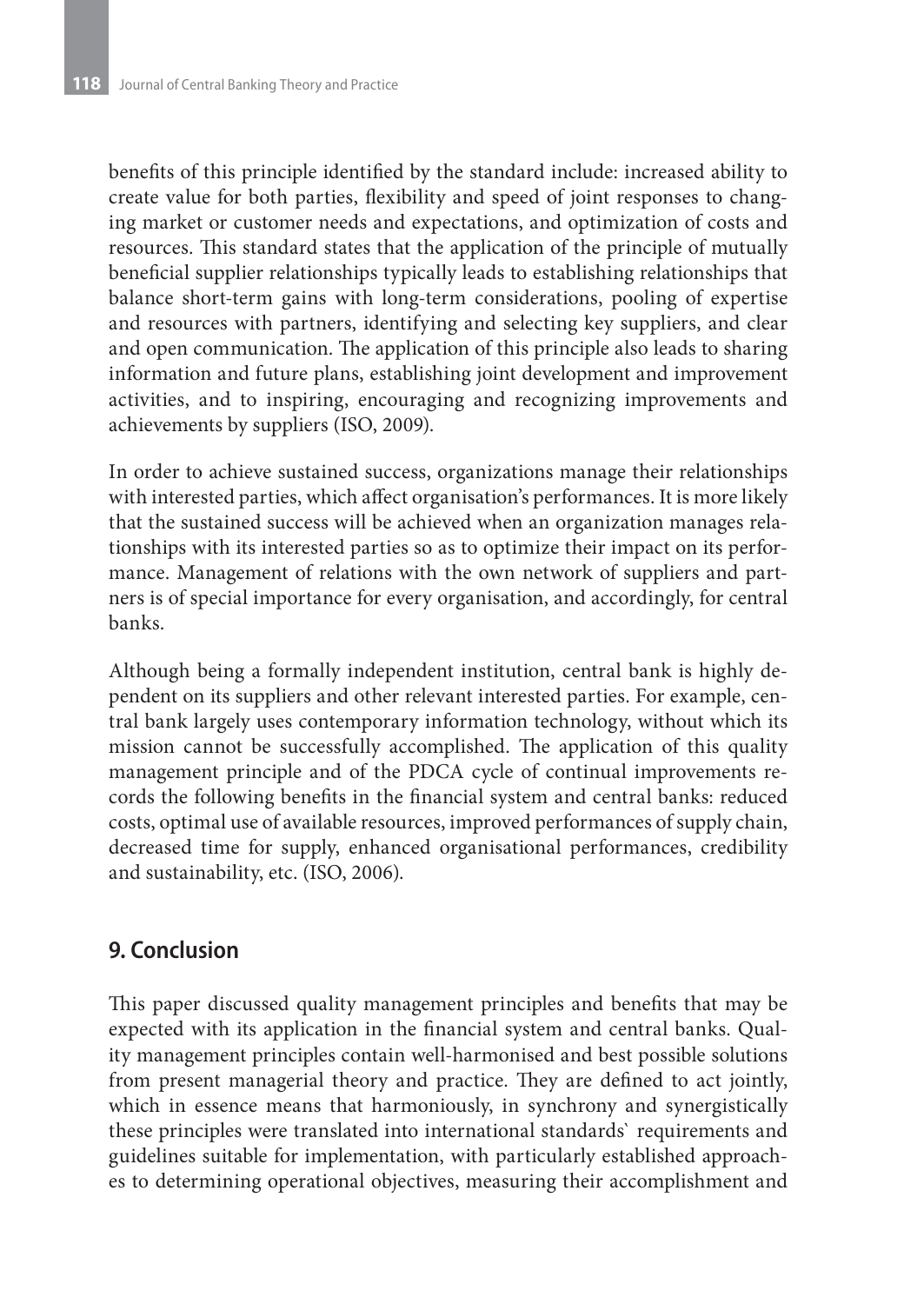benefits of this principle identified by the standard include: increased ability to create value for both parties, flexibility and speed of joint responses to changing market or customer needs and expectations, and optimization of costs and resources. This standard states that the application of the principle of mutually beneficial supplier relationships typically leads to establishing relationships that balance short-term gains with long-term considerations, pooling of expertise and resources with partners, identifying and selecting key suppliers, and clear and open communication. The application of this principle also leads to sharing information and future plans, establishing joint development and improvement activities, and to inspiring, encouraging and recognizing improvements and achievements by suppliers (ISO, 2009).

In order to achieve sustained success, organizations manage their relationships with interested parties, which affect organisation's performances. It is more likely that the sustained success will be achieved when an organization manages relationships with its interested parties so as to optimize their impact on its performance. Management of relations with the own network of suppliers and partners is of special importance for every organisation, and accordingly, for central banks.

Although being a formally independent institution, central bank is highly dependent on its suppliers and other relevant interested parties. For example, central bank largely uses contemporary information technology, without which its mission cannot be successfully accomplished. The application of this quality management principle and of the PDCA cycle of continual improvements records the following benefits in the financial system and central banks: reduced costs, optimal use of available resources, improved performances of supply chain, decreased time for supply, enhanced organisational performances, credibility and sustainability, etc. (ISO, 2006).

## 9. Conclusion

This paper discussed quality management principles and benefits that may be expected with its application in the financial system and central banks. Quality management principles contain well-harmonised and best possible solutions from present managerial theory and practice. They are defined to act jointly, which in essence means that harmoniously, in synchrony and synergistically these principles were translated into international standards` requirements and guidelines suitable for implementation, with particularly established approaches to determining operational objectives, measuring their accomplishment and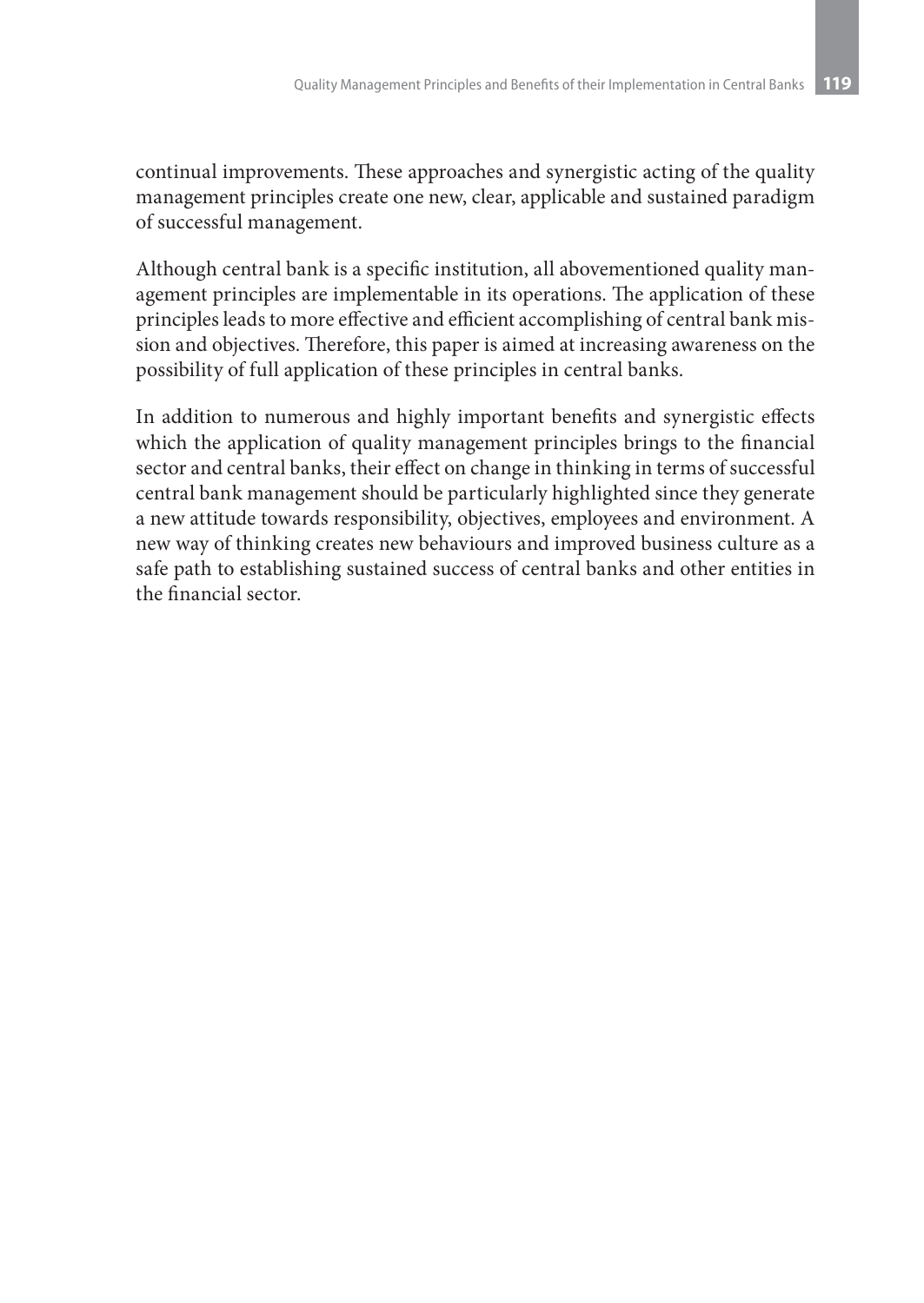continual improvements. These approaches and synergistic acting of the quality management principles create one new, clear, applicable and sustained paradigm of successful management.

Although central bank is a specific institution, all abovementioned quality management principles are implementable in its operations. The application of these principles leads to more effective and efficient accomplishing of central bank mission and objectives. Therefore, this paper is aimed at increasing awareness on the possibility of full application of these principles in central banks.

In addition to numerous and highly important benefits and synergistic effects which the application of quality management principles brings to the financial sector and central banks, their effect on change in thinking in terms of successful central bank management should be particularly highlighted since they generate a new attitude towards responsibility, objectives, employees and environment. A new way of thinking creates new behaviours and improved business culture as a safe path to establishing sustained success of central banks and other entities in the financial sector.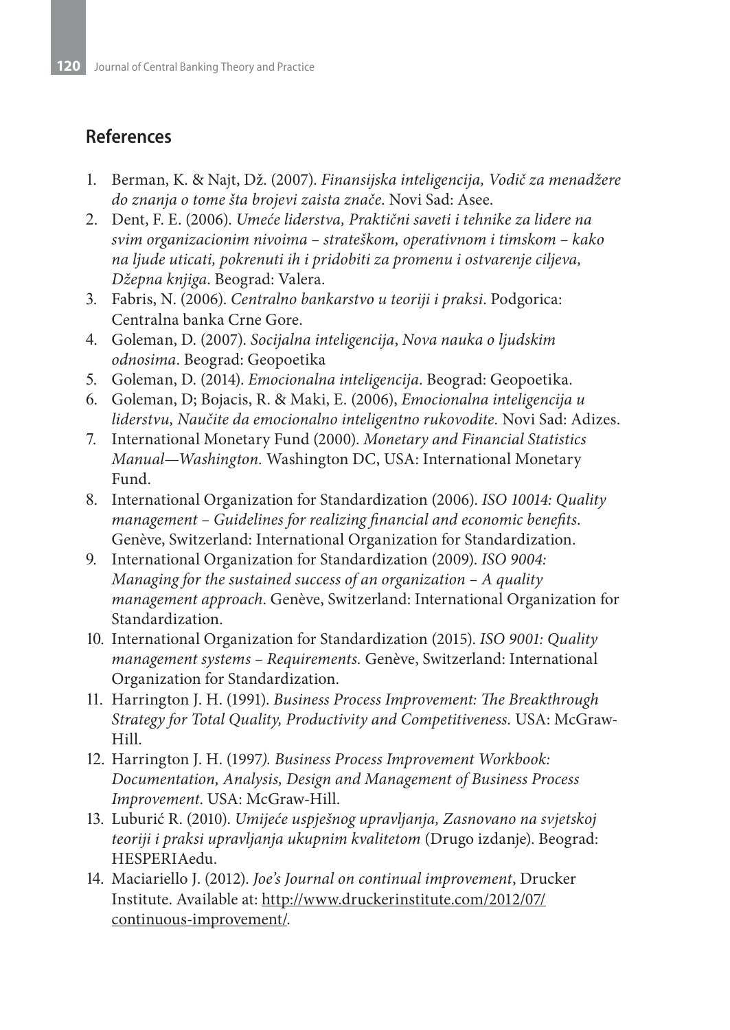## References

1. Berman, K. & Najt, Dž. (2007). *Finansijska inteligencija, Vodič za menadžere do znanja o tome šta brojevi zaista znače*. Novi Sad: Asee.
2. Dent, F. E. (2006). *Umeće liderstva, Praktični saveti i tehnike za lidere na svim organizacionim nivoima – strateškom, operativnom i timskom – kako na ljude uticati, pokrenuti ih i pridobiti za promenu i ostvarenje ciljeva, Džepna knjiga*. Beograd: Valera.
3. Fabris, N. (2006). *Centralno bankarstvo u teoriji i praksi*. Podgorica: Centralna banka Crne Gore.
4. Goleman, D. (2007). *Socijalna inteligencija*, *Nova nauka o ljudskim odnosima*. Beograd: Geopoetika
5. Goleman, D. (2014). *Emocionalna inteligencija*. Beograd: Geopoetika.
6. Goleman, D; Bojacis, R. & Maki, E. (2006), *Emocionalna inteligencija u liderstvu, Naučite da emocionalno inteligentno rukovodite.* Novi Sad: Adizes.
7. International Monetary Fund (2000). *Monetary and Financial Statistics Manual—Washington.* Washington DC, USA: International Monetary Fund.
8. International Organization for Standardization (2006). *ISO 10014: Quality management – Guidelines for realizing financial and economic benefits*. Genève, Switzerland: International Organization for Standardization.
9. International Organization for Standardization (2009). *ISO 9004: Managing for the sustained success of an organization – A quality management approach*. Genève, Switzerland: International Organization for Standardization.
10. International Organization for Standardization (2015). *ISO 9001: Quality management systems – Requirements.* Genève, Switzerland: International Organization for Standardization.
11. Harrington J. H. (1991). *Business Process Improvement: The Breakthrough Strategy for Total Quality, Productivity and Competitiveness.* USA: McGraw-Hill.
12. Harrington J. H. (1997). *Business Process Improvement Workbook: Documentation, Analysis, Design and Management of Business Process Improvement*. USA: McGraw-Hill.
13. Luburić R. (2010). *Umijeće uspješnog upravljanja, Zasnovano na svjetskoj teoriji i praksi upravljanja ukupnim kvalitetom* (Drugo izdanje). Beograd: HESPERIAedu.
14. Maciariello J. (2012). *Joe's Journal on continual improvement*, Drucker Institute. Available at: http://www.druckerinstitute.com/2012/07/continuous-improvement/.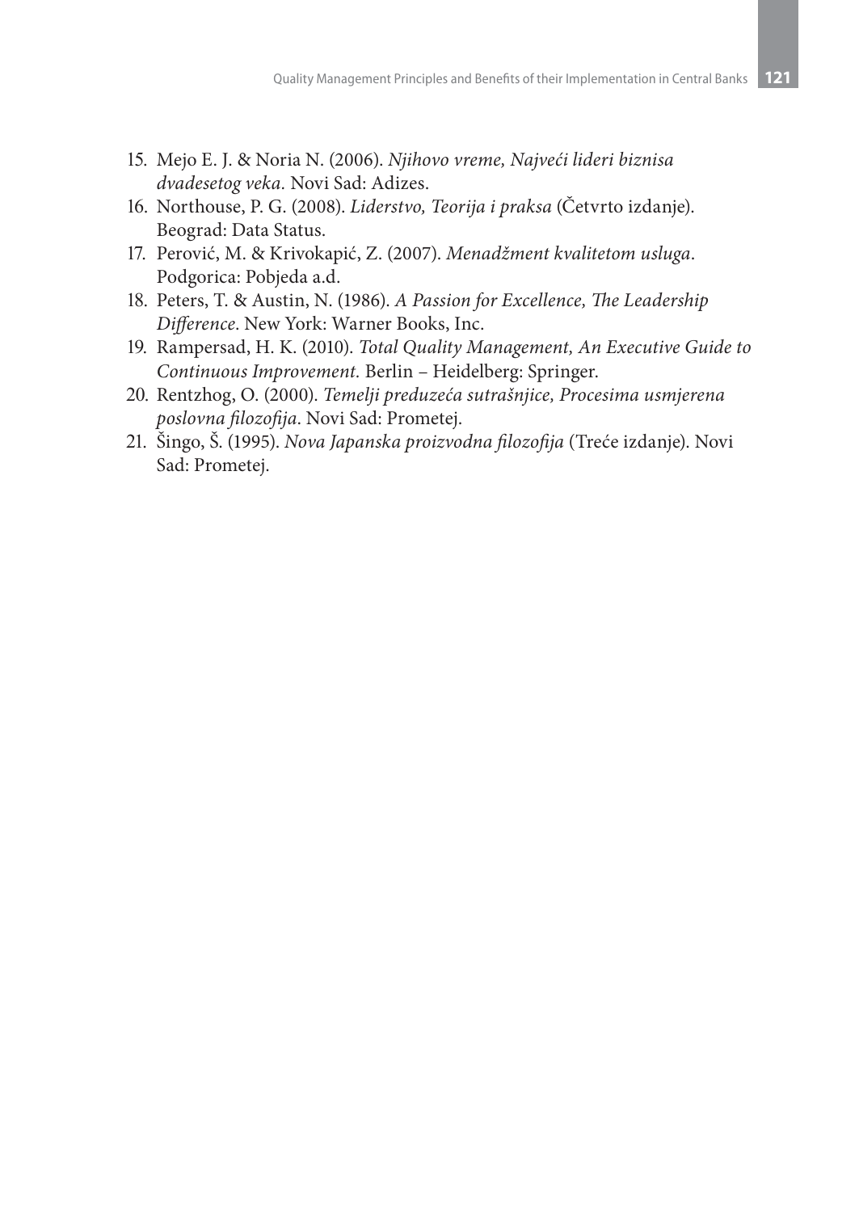15. Mejo E. J. & Noria N. (2006). *Njihovo vreme, Najveći lideri biznisa dvadesetog veka.* Novi Sad: Adizes.
16. Northouse, P. G. (2008). *Liderstvo, Teorija i praksa* (Četvrto izdanje). Beograd: Data Status.
17. Perović, M. & Krivokapić, Z. (2007). *Menadžment kvalitetom usluga*. Podgorica: Pobjeda a.d.
18. Peters, T. & Austin, N. (1986). *A Passion for Excellence, The Leadership Difference*. New York: Warner Books, Inc.
19. Rampersad, H. K. (2010). *Total Quality Management, An Executive Guide to Continuous Improvement.* Berlin – Heidelberg: Springer.
20. Rentzhog, O. (2000). *Temelji preduzeća sutrašnjice, Procesima usmjerena poslovna filozofija*. Novi Sad: Prometej.
21. Šingo, Š. (1995). *Nova Japanska proizvodna filozofija* (Treće izdanje). Novi Sad: Prometej.